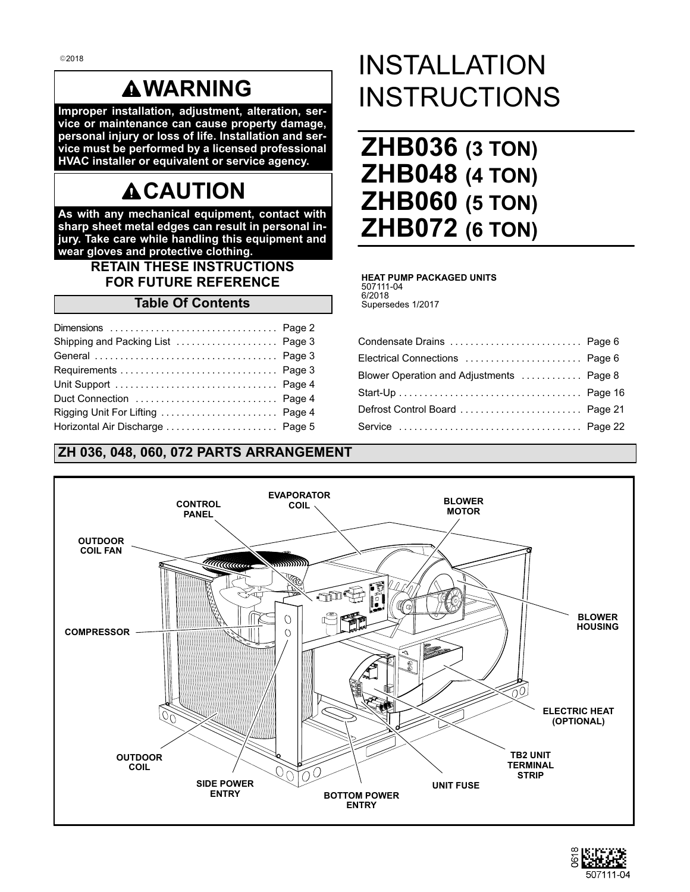©2018

## ⚠WARNING

**Improper installation, adjustment, alteration, service or maintenance can cause property damage, personal injury or loss of life. Installation and service must be performed by a licensed professional HVAC installer or equivalent or service agency.**

## ⚠CAUTION

**As with any mechanical equipment, contact with sharp sheet metal edges can result in personal injury. Take care while handling this equipment and wear gloves and protective clothing.**

**RETAIN THESE INSTRUCTIONS FOR FUTURE REFERENCE**

# INSTALLATION INSTRUCTIONS

## ZHB036 (3 TON)
## ZHB048 (4 TON)
## ZHB060 (5 TON)
## ZHB072 (6 TON)

**HEAT PUMP PACKAGED UNITS**
507111-04
6/2018
Supersedes 1/2017

### Table Of Contents

| | |
|---|---|
| Dimensions | Page 2 |
| Shipping and Packing List | Page 3 |
| General | Page 3 |
| Requirements | Page 3 |
| Unit Support | Page 4 |
| Duct Connection | Page 4 |
| Rigging Unit For Lifting | Page 4 |
| Horizontal Air Discharge | Page 5 |
| Condensate Drains | Page 6 |
| Electrical Connections | Page 6 |
| Blower Operation and Adjustments | Page 8 |
| Start-Up | Page 16 |
| Defrost Control Board | Page 21 |
| Service | Page 22 |

### ZH 036, 048, 060, 072 PARTS ARRANGEMENT

CONTROL PANEL, EVAPORATOR COIL, BLOWER MOTOR, OUTDOOR COIL FAN, COMPRESSOR, BLOWER HOUSING, ELECTRIC HEAT (OPTIONAL), TB2 UNIT TERMINAL STRIP, OUTDOOR COIL, SIDE POWER ENTRY, BOTTOM POWER ENTRY, UNIT FUSE

507111-04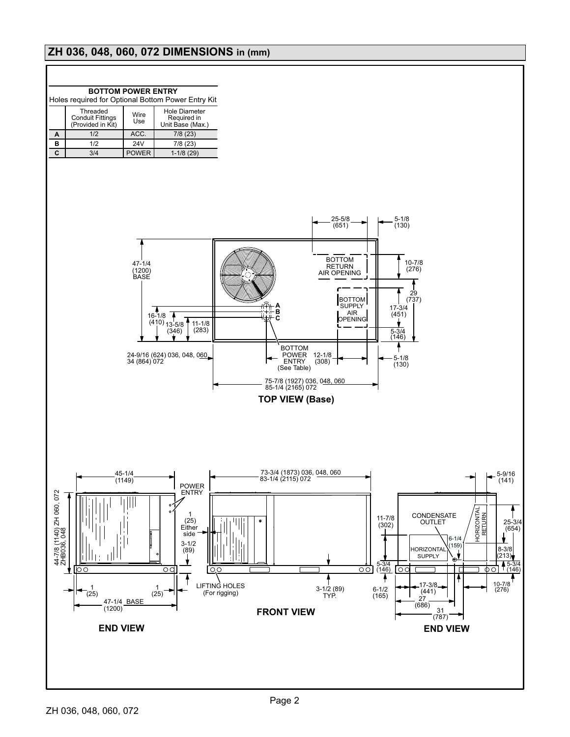## ZH 036, 048, 060, 072 DIMENSIONS in (mm)

**BOTTOM POWER ENTRY**
Holes required for Optional Bottom Power Entry Kit

| | Threaded Conduit Fittings (Provided in Kit) | Wire Use | Hole Diameter Required in Unit Base (Max.) |
|---|---|---|---|
| **A** | 1/2 | ACC. | 7/8 (23) |
| **B** | 1/2 | 24V | 7/8 (23) |
| **C** | 3/4 | POWER | 1-1/8 (29) |

25-5/8 (651)
5-1/8 (130)
47-1/4 (1200) BASE
BOTTOM RETURN AIR OPENING
10-7/8 (276)
29 (737)
BOTTOM SUPPLY AIR OPENING
17-3/4 (451)
A
B
C
16-1/8 (410)
13-5/8 (346)
11-1/8 (283)
5-3/4 (146)
BOTTOM POWER ENTRY (See Table)
24-9/16 (624) 036, 048, 060
34 (864) 072
12-1/8 (308)
5-1/8 (130)
75-7/8 (1927) 036, 048, 060
85-1/4 (2165) 072

**TOP VIEW (Base)**

45-1/4 (1149)
POWER ENTRY
44-7/8 (1140) ZH 060, 072
ZHB036, 048
1 (25) Either side
3-1/2 (89)
1 (25)
1 (25)
47-1/4 BASE (1200)

**END VIEW**

73-3/4 (1873) 036, 048, 060
83-1/4 (2115) 072
LIFTING HOLES (For rigging)
3-1/2 (89) TYP.

**FRONT VIEW**

5-9/16 (141)
11-7/8 (302)
CONDENSATE OUTLET
HORIZONTAL RETURN
25-3/4 (654)
6-1/4 (159)
HORIZONTAL SUPPLY
8-3/8 (213)
5-3/4 (146)
5-3/4 (146)
6-1/2 (165)
17-3/8 (441)
27 (686)
31 (787)
10-7/8 (276)

**END VIEW**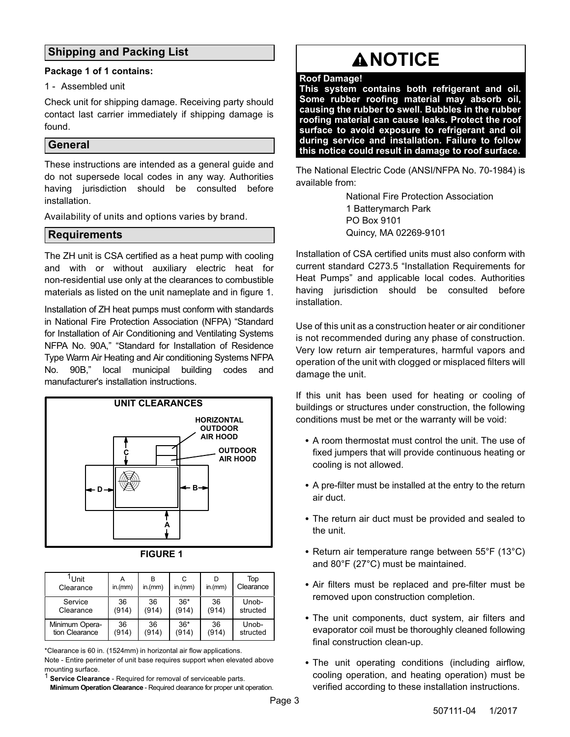## Shipping and Packing List

**Package 1 of 1 contains:**

1 - Assembled unit

Check unit for shipping damage. Receiving party should contact last carrier immediately if shipping damage is found.

## General

These instructions are intended as a general guide and do not supersede local codes in any way. Authorities having jurisdiction should be consulted before installation.

Availability of units and options varies by brand.

## Requirements

The ZH unit is CSA certified as a heat pump with cooling and with or without auxiliary electric heat for non-residential use only at the clearances to combustible materials as listed on the unit nameplate and in figure 1.

Installation of ZH heat pumps must conform with standards in National Fire Protection Association (NFPA) "Standard for Installation of Air Conditioning and Ventilating Systems NFPA No. 90A," "Standard for Installation of Residence Type Warm Air Heating and Air conditioning Systems NFPA No. 90B," local municipal building codes and manufacturer's installation instructions.

**UNIT CLEARANCES**

HORIZONTAL OUTDOOR AIR HOOD

OUTDOOR AIR HOOD

**FIGURE 1**

| [1]Unit Clearance | A in.(mm) | B in.(mm) | C in.(mm) | D in.(mm) | Top Clearance |
|---|---|---|---|---|---|
| Service Clearance | 36 (914) | 36 (914) | 36* (914) | 36 (914) | Unob-structed |
| Minimum Operation Clearance | 36 (914) | 36 (914) | 36* (914) | 36 (914) | Unob-structed |

*Clearance is 60 in. (1524mm) in horizontal air flow applications.

Note - Entire perimeter of unit base requires support when elevated above mounting surface.

[1] **Service Clearance** - Required for removal of serviceable parts.

**Minimum Operation Clearance** - Required clearance for proper unit operation.

## ⚠NOTICE

**Roof Damage!**

**This system contains both refrigerant and oil. Some rubber roofing material may absorb oil, causing the rubber to swell. Bubbles in the rubber roofing material can cause leaks. Protect the roof surface to avoid exposure to refrigerant and oil during service and installation. Failure to follow this notice could result in damage to roof surface.**

The National Electric Code (ANSI/NFPA No. 70-1984) is available from:

National Fire Protection Association
1 Batterymarch Park
PO Box 9101
Quincy, MA 02269-9101

Installation of CSA certified units must also conform with current standard C273.5 "Installation Requirements for Heat Pumps" and applicable local codes. Authorities having jurisdiction should be consulted before installation.

Use of this unit as a construction heater or air conditioner is not recommended during any phase of construction. Very low return air temperatures, harmful vapors and operation of the unit with clogged or misplaced filters will damage the unit.

If this unit has been used for heating or cooling of buildings or structures under construction, the following conditions must be met or the warranty will be void:

- A room thermostat must control the unit. The use of fixed jumpers that will provide continuous heating or cooling is not allowed.
- A pre-filter must be installed at the entry to the return air duct.
- The return air duct must be provided and sealed to the unit.
- Return air temperature range between 55°F (13°C) and 80°F (27°C) must be maintained.
- Air filters must be replaced and pre-filter must be removed upon construction completion.
- The unit components, duct system, air filters and evaporator coil must be thoroughly cleaned following final construction clean-up.
- The unit operating conditions (including airflow, cooling operation, and heating operation) must be verified according to these installation instructions.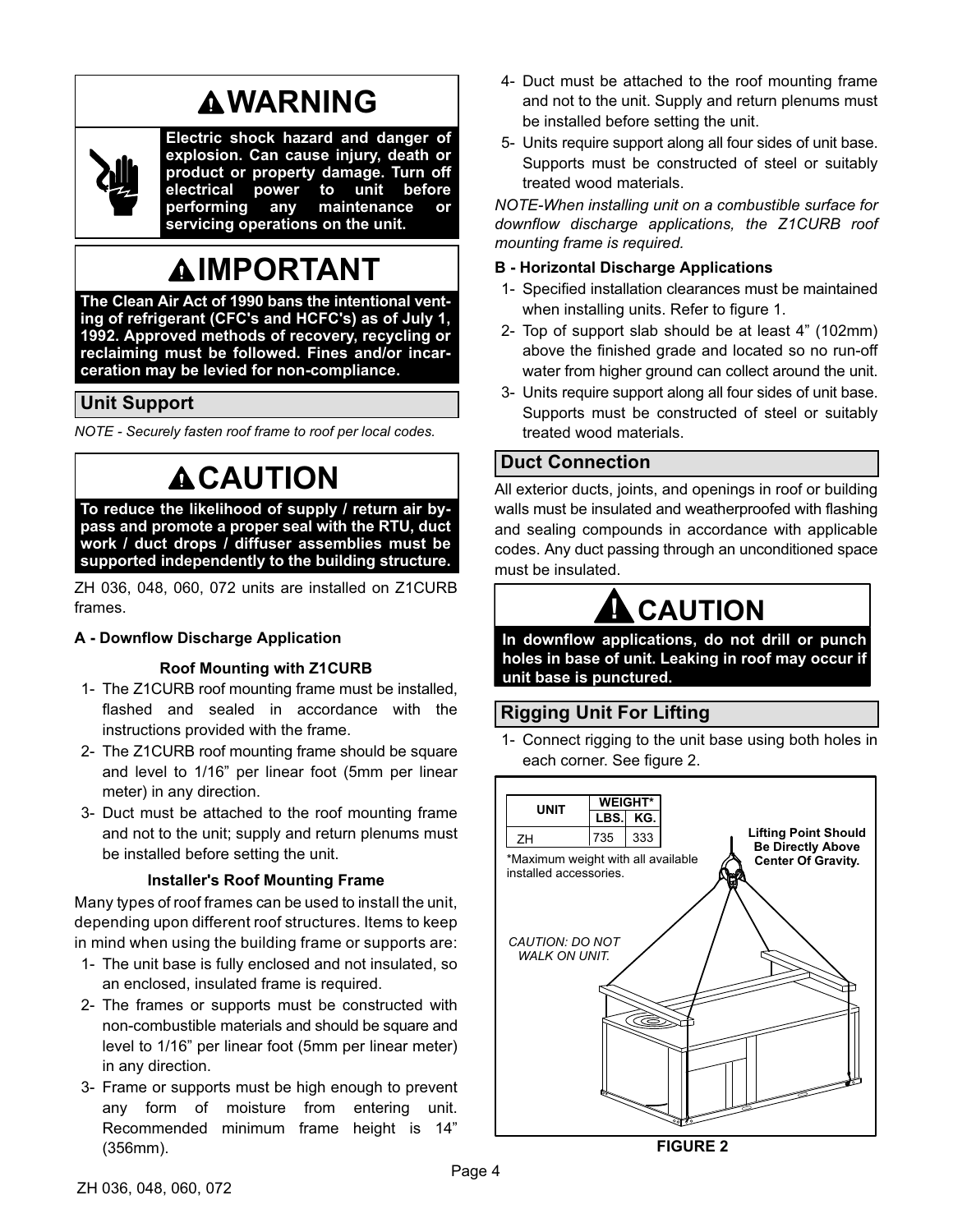## ⚠WARNING

**Electric shock hazard and danger of explosion. Can cause injury, death or product or property damage. Turn off electrical power to unit before performing any maintenance or servicing operations on the unit.**

## ⚠IMPORTANT

**The Clean Air Act of 1990 bans the intentional venting of refrigerant (CFC's and HCFC's) as of July 1, 1992. Approved methods of recovery, recycling or reclaiming must be followed. Fines and/or incarceration may be levied for non-compliance.**

## Unit Support

*NOTE - Securely fasten roof frame to roof per local codes.*

## ⚠CAUTION

**To reduce the likelihood of supply / return air bypass and promote a proper seal with the RTU, duct work / duct drops / diffuser assemblies must be supported independently to the building structure.**

ZH 036, 048, 060, 072 units are installed on Z1CURB frames.

### A - Downflow Discharge Application

**Roof Mounting with Z1CURB**

1- The Z1CURB roof mounting frame must be installed, flashed and sealed in accordance with the instructions provided with the frame.
2- The Z1CURB roof mounting frame should be square and level to 1/16” per linear foot (5mm per linear meter) in any direction.
3- Duct must be attached to the roof mounting frame and not to the unit; supply and return plenums must be installed before setting the unit.

**Installer's Roof Mounting Frame**

Many types of roof frames can be used to install the unit, depending upon different roof structures. Items to keep in mind when using the building frame or supports are:

1- The unit base is fully enclosed and not insulated, so an enclosed, insulated frame is required.
2- The frames or supports must be constructed with non-combustible materials and should be square and level to 1/16” per linear foot (5mm per linear meter) in any direction.
3- Frame or supports must be high enough to prevent any form of moisture from entering unit. Recommended minimum frame height is 14” (356mm).
4- Duct must be attached to the roof mounting frame and not to the unit. Supply and return plenums must be installed before setting the unit.
5- Units require support along all four sides of unit base. Supports must be constructed of steel or suitably treated wood materials.

*NOTE-When installing unit on a combustible surface for downflow discharge applications, the Z1CURB roof mounting frame is required.*

### B - Horizontal Discharge Applications

1- Specified installation clearances must be maintained when installing units. Refer to figure 1.
2- Top of support slab should be at least 4” (102mm) above the finished grade and located so no run-off water from higher ground can collect around the unit.
3- Units require support along all four sides of unit base. Supports must be constructed of steel or suitably treated wood materials.

## Duct Connection

All exterior ducts, joints, and openings in roof or building walls must be insulated and weatherproofed with flashing and sealing compounds in accordance with applicable codes. Any duct passing through an unconditioned space must be insulated.

## ⚠CAUTION

**In downflow applications, do not drill or punch holes in base of unit. Leaking in roof may occur if unit base is punctured.**

## Rigging Unit For Lifting

1- Connect rigging to the unit base using both holes in each corner. See figure 2.

| UNIT | WEIGHT* | |
|---|---|---|
| | LBS. | KG. |
| ZH | 735 | 333 |

*Maximum weight with all available installed accessories.

**Lifting Point Should Be Directly Above Center Of Gravity.**

*CAUTION: DO NOT WALK ON UNIT.*

**FIGURE 2**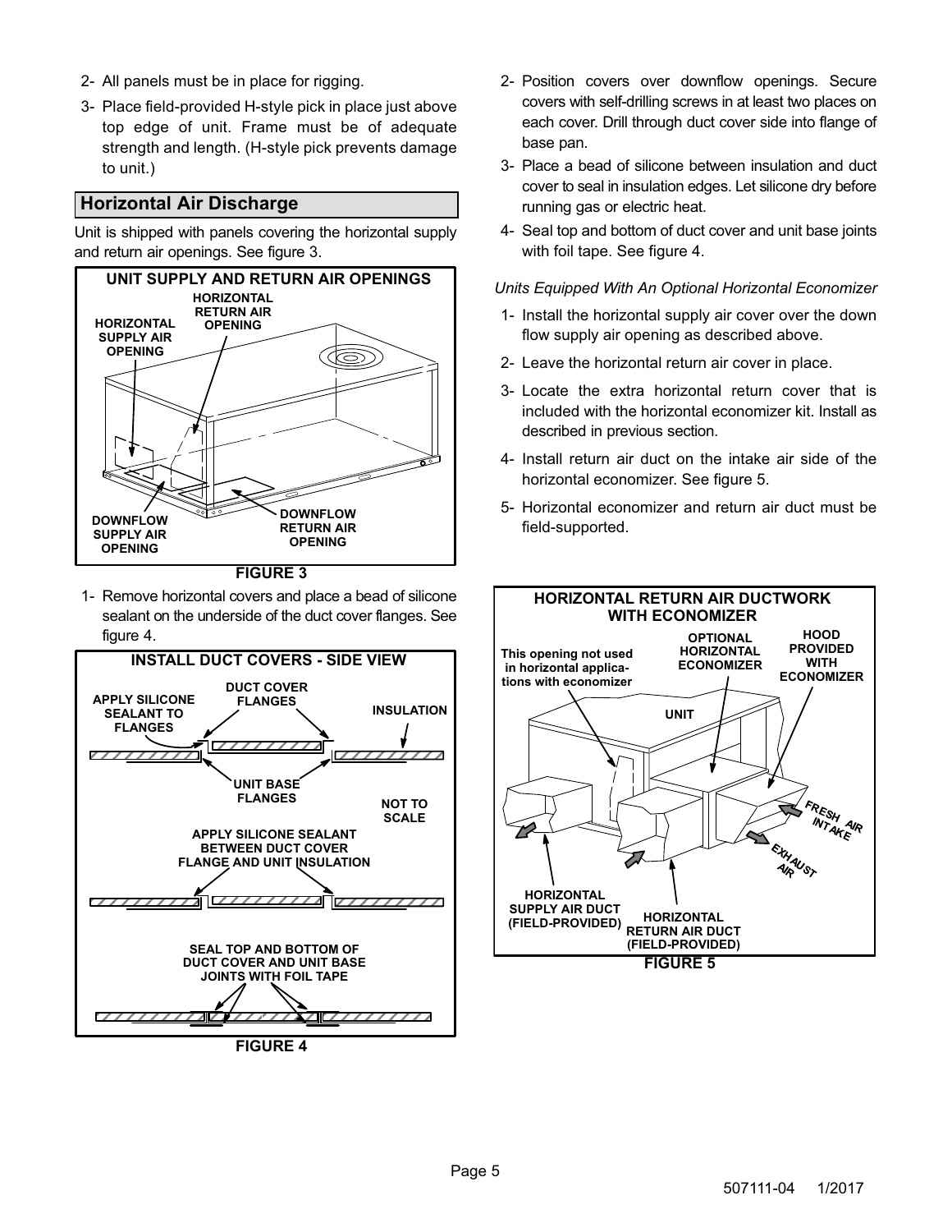2- All panels must be in place for rigging.

3- Place field-provided H-style pick in place just above top edge of unit. Frame must be of adequate strength and length. (H-style pick prevents damage to unit.)

## Horizontal Air Discharge

Unit is shipped with panels covering the horizontal supply and return air openings. See figure 3.

**UNIT SUPPLY AND RETURN AIR OPENINGS**

HORIZONTAL SUPPLY AIR OPENING

HORIZONTAL RETURN AIR OPENING

DOWNFLOW SUPPLY AIR OPENING

DOWNFLOW RETURN AIR OPENING

**FIGURE 3**

1- Remove horizontal covers and place a bead of silicone sealant on the underside of the duct cover flanges. See figure 4.

**INSTALL DUCT COVERS - SIDE VIEW**

APPLY SILICONE SEALANT TO FLANGES

DUCT COVER FLANGES

INSULATION

UNIT BASE FLANGES

NOT TO SCALE

APPLY SILICONE SEALANT BETWEEN DUCT COVER FLANGE AND UNIT INSULATION

SEAL TOP AND BOTTOM OF DUCT COVER AND UNIT BASE JOINTS WITH FOIL TAPE

**FIGURE 4**

2- Position covers over downflow openings. Secure covers with self-drilling screws in at least two places on each cover. Drill through duct cover side into flange of base pan.

3- Place a bead of silicone between insulation and duct cover to seal in insulation edges. Let silicone dry before running gas or electric heat.

4- Seal top and bottom of duct cover and unit base joints with foil tape. See figure 4.

*Units Equipped With An Optional Horizontal Economizer*

1- Install the horizontal supply air cover over the down flow supply air opening as described above.

2- Leave the horizontal return air cover in place.

3- Locate the extra horizontal return cover that is included with the horizontal economizer kit. Install as described in previous section.

4- Install return air duct on the intake air side of the horizontal economizer. See figure 5.

5- Horizontal economizer and return air duct must be field-supported.

**HORIZONTAL RETURN AIR DUCTWORK WITH ECONOMIZER**

This opening not used in horizontal applications with economizer

OPTIONAL HORIZONTAL ECONOMIZER

HOOD PROVIDED WITH ECONOMIZER

UNIT

FRESH AIR INTAKE

EXHAUST AIR

HORIZONTAL SUPPLY AIR DUCT (FIELD-PROVIDED)

HORIZONTAL RETURN AIR DUCT (FIELD-PROVIDED)

**FIGURE 5**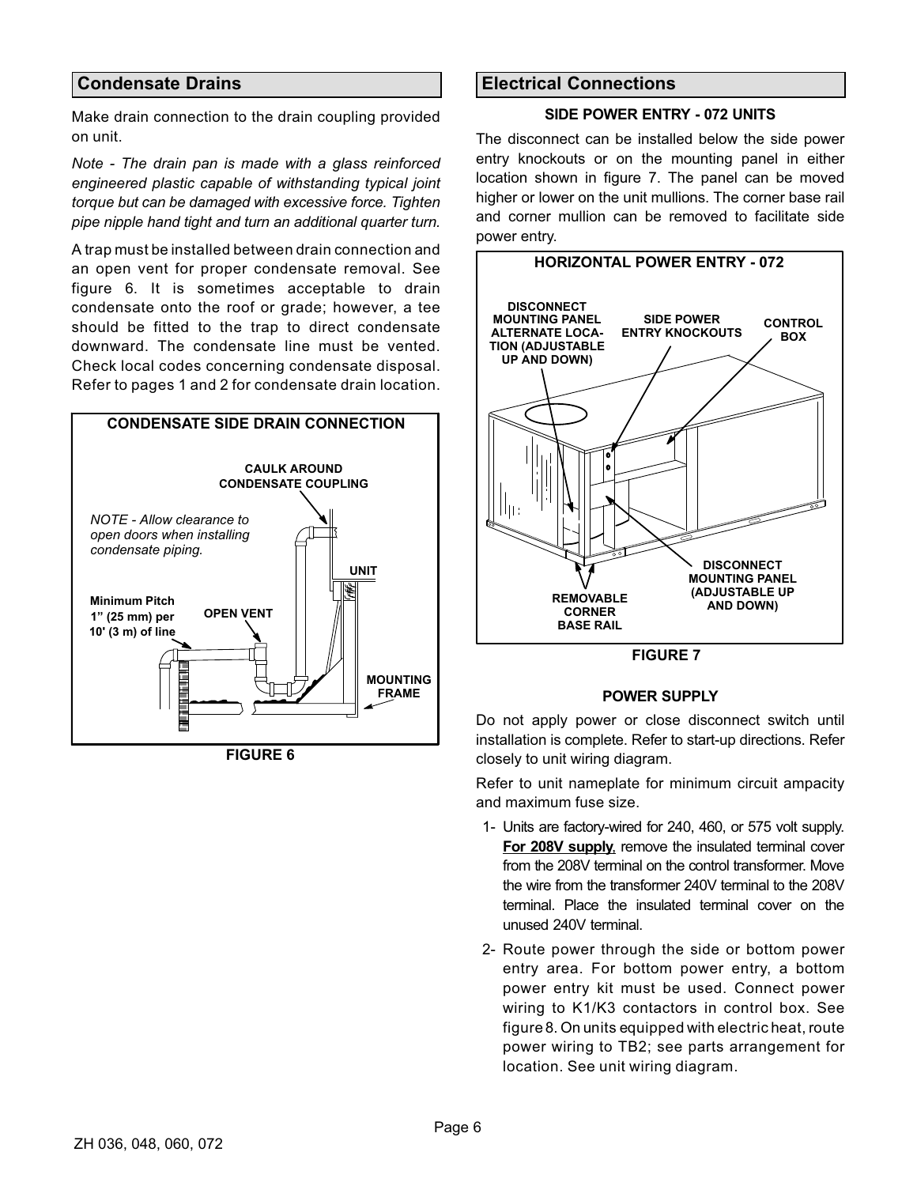## Condensate Drains

Make drain connection to the drain coupling provided on unit.

*Note - The drain pan is made with a glass reinforced engineered plastic capable of withstanding typical joint torque but can be damaged with excessive force. Tighten pipe nipple hand tight and turn an additional quarter turn.*

A trap must be installed between drain connection and an open vent for proper condensate removal. See figure 6. It is sometimes acceptable to drain condensate onto the roof or grade; however, a tee should be fitted to the trap to direct condensate downward. The condensate line must be vented. Check local codes concerning condensate disposal. Refer to pages 1 and 2 for condensate drain location.

**CONDENSATE SIDE DRAIN CONNECTION**

CAULK AROUND CONDENSATE COUPLING

*NOTE - Allow clearance to open doors when installing condensate piping.*

UNIT

Minimum Pitch 1” (25 mm) per 10' (3 m) of line

OPEN VENT

MOUNTING FRAME

**FIGURE 6**

## Electrical Connections

**SIDE POWER ENTRY - 072 UNITS**

The disconnect can be installed below the side power entry knockouts or on the mounting panel in either location shown in figure 7. The panel can be moved higher or lower on the unit mullions. The corner base rail and corner mullion can be removed to facilitate side power entry.

**HORIZONTAL POWER ENTRY - 072**

DISCONNECT MOUNTING PANEL ALTERNATE LOCATION (ADJUSTABLE UP AND DOWN)

SIDE POWER ENTRY KNOCKOUTS

CONTROL BOX

DISCONNECT MOUNTING PANEL (ADJUSTABLE UP AND DOWN)

REMOVABLE CORNER BASE RAIL

**FIGURE 7**

**POWER SUPPLY**

Do not apply power or close disconnect switch until installation is complete. Refer to start-up directions. Refer closely to unit wiring diagram.

Refer to unit nameplate for minimum circuit ampacity and maximum fuse size.

1- Units are factory-wired for 240, 460, or 575 volt supply. **For 208V supply**, remove the insulated terminal cover from the 208V terminal on the control transformer. Move the wire from the transformer 240V terminal to the 208V terminal. Place the insulated terminal cover on the unused 240V terminal.

2- Route power through the side or bottom power entry area. For bottom power entry, a bottom power entry kit must be used. Connect power wiring to K1/K3 contactors in control box. See figure 8. On units equipped with electric heat, route power wiring to TB2; see parts arrangement for location. See unit wiring diagram.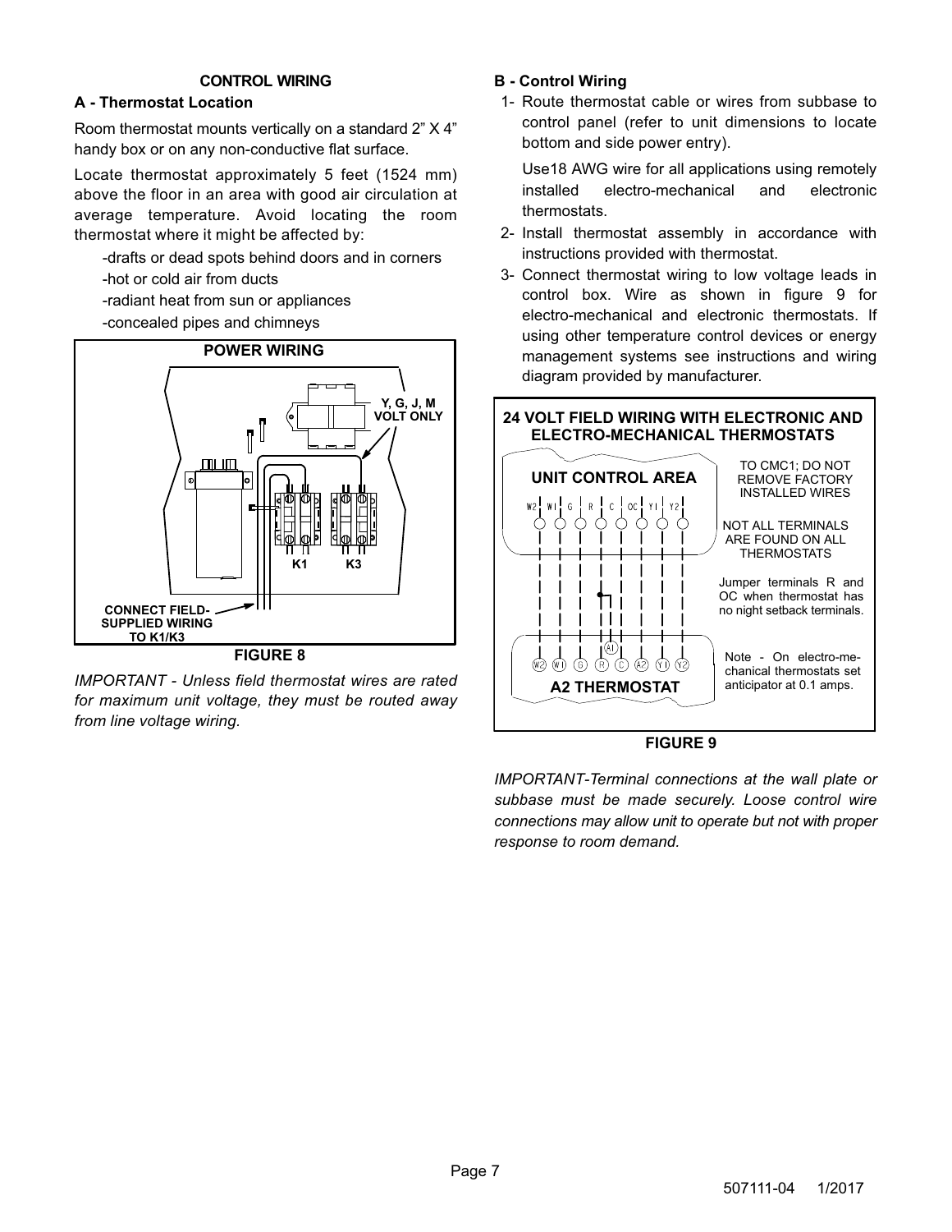## CONTROL WIRING

### A - Thermostat Location

Room thermostat mounts vertically on a standard 2” X 4” handy box or on any non-conductive flat surface.

Locate thermostat approximately 5 feet (1524 mm) above the floor in an area with good air circulation at average temperature. Avoid locating the room thermostat where it might be affected by:

- -drafts or dead spots behind doors and in corners
- -hot or cold air from ducts
- -radiant heat from sun or appliances
- -concealed pipes and chimneys

**POWER WIRING**

Y, G, J, M VOLT ONLY

K1 K3

CONNECT FIELD-SUPPLIED WIRING TO K1/K3

**FIGURE 8**

*IMPORTANT - Unless field thermostat wires are rated for maximum unit voltage, they must be routed away from line voltage wiring.*

### B - Control Wiring

1- Route thermostat cable or wires from subbase to control panel (refer to unit dimensions to locate bottom and side power entry).

   Use18 AWG wire for all applications using remotely installed electro-mechanical and electronic thermostats.

2- Install thermostat assembly in accordance with instructions provided with thermostat.

3- Connect thermostat wiring to low voltage leads in control box. Wire as shown in figure 9 for electro-mechanical and electronic thermostats. If using other temperature control devices or energy management systems see instructions and wiring diagram provided by manufacturer.

**24 VOLT FIELD WIRING WITH ELECTRONIC AND ELECTRO-MECHANICAL THERMOSTATS**

UNIT CONTROL AREA

W2 W1 G R C OC Y1 Y2

TO CMC1; DO NOT REMOVE FACTORY INSTALLED WIRES

NOT ALL TERMINALS ARE FOUND ON ALL THERMOSTATS

Jumper terminals R and OC when thermostat has no night setback terminals.

A1

W2 W1 G R C A2 Y1 Y2

A2 THERMOSTAT

Note - On electro-mechanical thermostats set anticipator at 0.1 amps.

**FIGURE 9**

*IMPORTANT-Terminal connections at the wall plate or subbase must be made securely. Loose control wire connections may allow unit to operate but not with proper response to room demand.*

507111-04 1/2017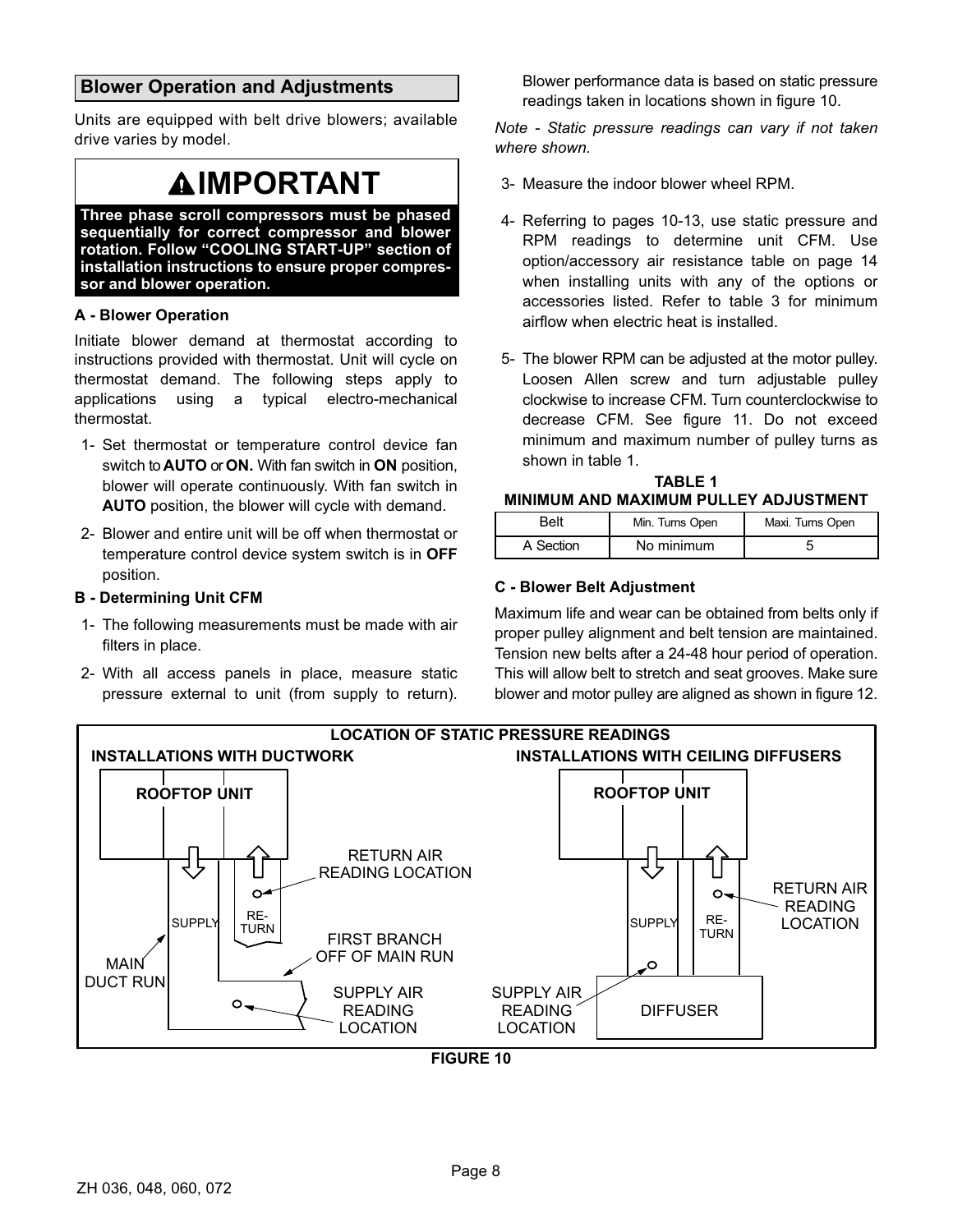## Blower Operation and Adjustments

Units are equipped with belt drive blowers; available drive varies by model.

> **⚠IMPORTANT**
>
> **Three phase scroll compressors must be phased sequentially for correct compressor and blower rotation. Follow "COOLING START-UP" section of installation instructions to ensure proper compressor and blower operation.**

### A - Blower Operation

Initiate blower demand at thermostat according to instructions provided with thermostat. Unit will cycle on thermostat demand. The following steps apply to applications using a typical electro-mechanical thermostat.

1- Set thermostat or temperature control device fan switch to **AUTO** or **ON.** With fan switch in **ON** position, blower will operate continuously. With fan switch in **AUTO** position, the blower will cycle with demand.

2- Blower and entire unit will be off when thermostat or temperature control device system switch is in **OFF** position.

### B - Determining Unit CFM

1- The following measurements must be made with air filters in place.

2- With all access panels in place, measure static pressure external to unit (from supply to return). Blower performance data is based on static pressure readings taken in locations shown in figure 10.

*Note - Static pressure readings can vary if not taken where shown.*

3- Measure the indoor blower wheel RPM.

4- Referring to pages 10-13, use static pressure and RPM readings to determine unit CFM. Use option/accessory air resistance table on page 14 when installing units with any of the options or accessories listed. Refer to table 3 for minimum airflow when electric heat is installed.

5- The blower RPM can be adjusted at the motor pulley. Loosen Allen screw and turn adjustable pulley clockwise to increase CFM. Turn counterclockwise to decrease CFM. See figure 11. Do not exceed minimum and maximum number of pulley turns as shown in table 1.

**TABLE 1**
**MINIMUM AND MAXIMUM PULLEY ADJUSTMENT**

| Belt | Min. Turns Open | Maxi. Turns Open |
|---|---|---|
| A Section | No minimum | 5 |

### C - Blower Belt Adjustment

Maximum life and wear can be obtained from belts only if proper pulley alignment and belt tension are maintained. Tension new belts after a 24-48 hour period of operation. This will allow belt to stretch and seat grooves. Make sure blower and motor pulley are aligned as shown in figure 12.

**LOCATION OF STATIC PRESSURE READINGS**

**INSTALLATIONS WITH DUCTWORK** — ROOFTOP UNIT; SUPPLY; RE-TURN; RETURN AIR READING LOCATION; MAIN DUCT RUN; FIRST BRANCH OFF OF MAIN RUN; SUPPLY AIR READING LOCATION

**INSTALLATIONS WITH CEILING DIFFUSERS** — ROOFTOP UNIT; SUPPLY; RE-TURN; RETURN AIR READING LOCATION; SUPPLY AIR READING LOCATION; DIFFUSER

**FIGURE 10**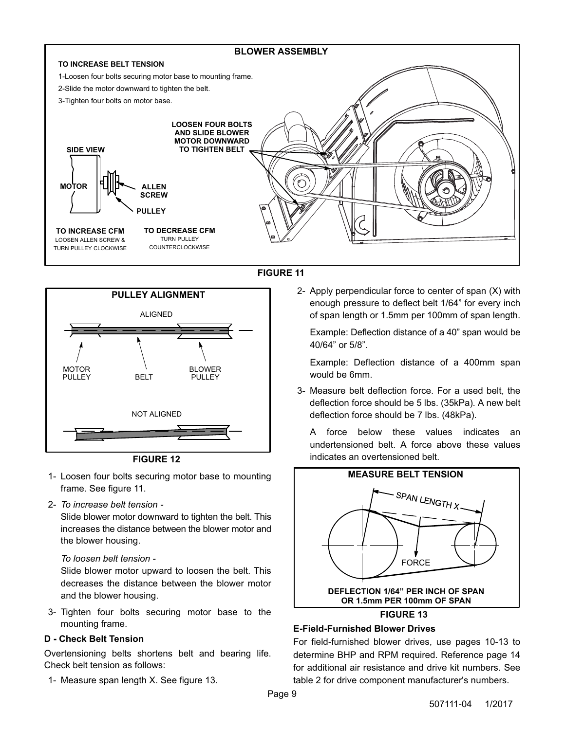**BLOWER ASSEMBLY**

**TO INCREASE BELT TENSION**

1-Loosen four bolts securing motor base to mounting frame.

2-Slide the motor downward to tighten the belt.

3-Tighten four bolts on motor base.

**LOOSEN FOUR BOLTS AND SLIDE BLOWER MOTOR DOWNWARD TO TIGHTEN BELT**

**SIDE VIEW**

**MOTOR** **ALLEN SCREW** **PULLEY**

**TO INCREASE CFM** LOOSEN ALLEN SCREW & TURN PULLEY CLOCKWISE

**TO DECREASE CFM** TURN PULLEY COUNTERCLOCKWISE

**FIGURE 11**

**PULLEY ALIGNMENT**

ALIGNED

MOTOR PULLEY BELT BLOWER PULLEY

NOT ALIGNED

**FIGURE 12**

1- Loosen four bolts securing motor base to mounting frame. See figure 11.

2- *To increase belt tension -*

   Slide blower motor downward to tighten the belt. This increases the distance between the blower motor and the blower housing.

   *To loosen belt tension -*

   Slide blower motor upward to loosen the belt. This decreases the distance between the blower motor and the blower housing.

3- Tighten four bolts securing motor base to the mounting frame.

### D - Check Belt Tension

Overtensioning belts shortens belt and bearing life. Check belt tension as follows:

1- Measure span length X. See figure 13.

2- Apply perpendicular force to center of span (X) with enough pressure to deflect belt 1/64” for every inch of span length or 1.5mm per 100mm of span length.

   Example: Deflection distance of a 40” span would be 40/64” or 5/8”.

   Example: Deflection distance of a 400mm span would be 6mm.

3- Measure belt deflection force. For a used belt, the deflection force should be 5 lbs. (35kPa). A new belt deflection force should be 7 lbs. (48kPa).

   A force below these values indicates an undertensioned belt. A force above these values indicates an overtensioned belt.

**MEASURE BELT TENSION**

SPAN LENGTH X

FORCE

**DEFLECTION 1/64” PER INCH OF SPAN OR 1.5mm PER 100mm OF SPAN**

**FIGURE 13**

### E-Field-Furnished Blower Drives

For field-furnished blower drives, use pages 10-13 to determine BHP and RPM required. Reference page 14 for additional air resistance and drive kit numbers. See table 2 for drive component manufacturer's numbers.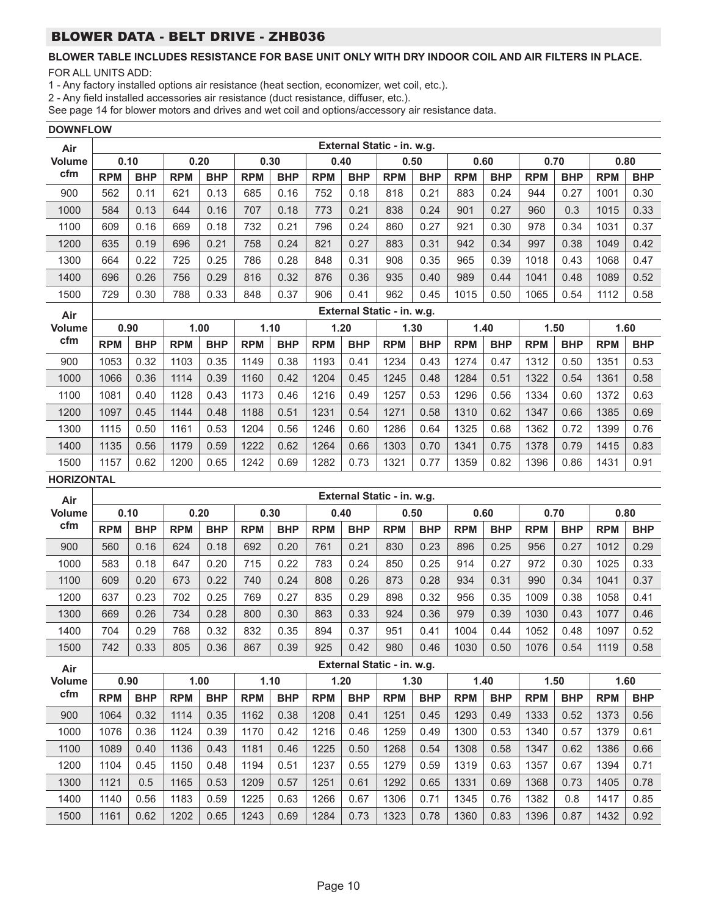## BLOWER DATA - BELT DRIVE - ZHB036

**BLOWER TABLE INCLUDES RESISTANCE FOR BASE UNIT ONLY WITH DRY INDOOR COIL AND AIR FILTERS IN PLACE.**

FOR ALL UNITS ADD:

1 - Any factory installed options air resistance (heat section, economizer, wet coil, etc.).

2 - Any field installed accessories air resistance (duct resistance, diffuser, etc.).

See page 14 for blower motors and drives and wet coil and options/accessory air resistance data.

### DOWNFLOW

| Air Volume cfm | External Static - in. w.g. | | | | | | | | | | | | | | | |
|---|---|---|---|---|---|---|---|---|---|---|---|---|---|---|---|---|
| | 0.10 | | 0.20 | | 0.30 | | 0.40 | | 0.50 | | 0.60 | | 0.70 | | 0.80 | |
| | RPM | BHP | RPM | BHP | RPM | BHP | RPM | BHP | RPM | BHP | RPM | BHP | RPM | BHP | RPM | BHP |
| 900 | 562 | 0.11 | 621 | 0.13 | 685 | 0.16 | 752 | 0.18 | 818 | 0.21 | 883 | 0.24 | 944 | 0.27 | 1001 | 0.30 |
| 1000 | 584 | 0.13 | 644 | 0.16 | 707 | 0.18 | 773 | 0.21 | 838 | 0.24 | 901 | 0.27 | 960 | 0.3 | 1015 | 0.33 |
| 1100 | 609 | 0.16 | 669 | 0.18 | 732 | 0.21 | 796 | 0.24 | 860 | 0.27 | 921 | 0.30 | 978 | 0.34 | 1031 | 0.37 |
| 1200 | 635 | 0.19 | 696 | 0.21 | 758 | 0.24 | 821 | 0.27 | 883 | 0.31 | 942 | 0.34 | 997 | 0.38 | 1049 | 0.42 |
| 1300 | 664 | 0.22 | 725 | 0.25 | 786 | 0.28 | 848 | 0.31 | 908 | 0.35 | 965 | 0.39 | 1018 | 0.43 | 1068 | 0.47 |
| 1400 | 696 | 0.26 | 756 | 0.29 | 816 | 0.32 | 876 | 0.36 | 935 | 0.40 | 989 | 0.44 | 1041 | 0.48 | 1089 | 0.52 |
| 1500 | 729 | 0.30 | 788 | 0.33 | 848 | 0.37 | 906 | 0.41 | 962 | 0.45 | 1015 | 0.50 | 1065 | 0.54 | 1112 | 0.58 |

| Air Volume cfm | External Static - in. w.g. | | | | | | | | | | | | | | | |
|---|---|---|---|---|---|---|---|---|---|---|---|---|---|---|---|---|
| | 0.90 | | 1.00 | | 1.10 | | 1.20 | | 1.30 | | 1.40 | | 1.50 | | 1.60 | |
| | RPM | BHP | RPM | BHP | RPM | BHP | RPM | BHP | RPM | BHP | RPM | BHP | RPM | BHP | RPM | BHP |
| 900 | 1053 | 0.32 | 1103 | 0.35 | 1149 | 0.38 | 1193 | 0.41 | 1234 | 0.43 | 1274 | 0.47 | 1312 | 0.50 | 1351 | 0.53 |
| 1000 | 1066 | 0.36 | 1114 | 0.39 | 1160 | 0.42 | 1204 | 0.45 | 1245 | 0.48 | 1284 | 0.51 | 1322 | 0.54 | 1361 | 0.58 |
| 1100 | 1081 | 0.40 | 1128 | 0.43 | 1173 | 0.46 | 1216 | 0.49 | 1257 | 0.53 | 1296 | 0.56 | 1334 | 0.60 | 1372 | 0.63 |
| 1200 | 1097 | 0.45 | 1144 | 0.48 | 1188 | 0.51 | 1231 | 0.54 | 1271 | 0.58 | 1310 | 0.62 | 1347 | 0.66 | 1385 | 0.69 |
| 1300 | 1115 | 0.50 | 1161 | 0.53 | 1204 | 0.56 | 1246 | 0.60 | 1286 | 0.64 | 1325 | 0.68 | 1362 | 0.72 | 1399 | 0.76 |
| 1400 | 1135 | 0.56 | 1179 | 0.59 | 1222 | 0.62 | 1264 | 0.66 | 1303 | 0.70 | 1341 | 0.75 | 1378 | 0.79 | 1415 | 0.83 |
| 1500 | 1157 | 0.62 | 1200 | 0.65 | 1242 | 0.69 | 1282 | 0.73 | 1321 | 0.77 | 1359 | 0.82 | 1396 | 0.86 | 1431 | 0.91 |

### HORIZONTAL

| Air Volume cfm | External Static - in. w.g. | | | | | | | | | | | | | | | |
|---|---|---|---|---|---|---|---|---|---|---|---|---|---|---|---|---|
| | 0.10 | | 0.20 | | 0.30 | | 0.40 | | 0.50 | | 0.60 | | 0.70 | | 0.80 | |
| | RPM | BHP | RPM | BHP | RPM | BHP | RPM | BHP | RPM | BHP | RPM | BHP | RPM | BHP | RPM | BHP |
| 900 | 560 | 0.16 | 624 | 0.18 | 692 | 0.20 | 761 | 0.21 | 830 | 0.23 | 896 | 0.25 | 956 | 0.27 | 1012 | 0.29 |
| 1000 | 583 | 0.18 | 647 | 0.20 | 715 | 0.22 | 783 | 0.24 | 850 | 0.25 | 914 | 0.27 | 972 | 0.30 | 1025 | 0.33 |
| 1100 | 609 | 0.20 | 673 | 0.22 | 740 | 0.24 | 808 | 0.26 | 873 | 0.28 | 934 | 0.31 | 990 | 0.34 | 1041 | 0.37 |
| 1200 | 637 | 0.23 | 702 | 0.25 | 769 | 0.27 | 835 | 0.29 | 898 | 0.32 | 956 | 0.35 | 1009 | 0.38 | 1058 | 0.41 |
| 1300 | 669 | 0.26 | 734 | 0.28 | 800 | 0.30 | 863 | 0.33 | 924 | 0.36 | 979 | 0.39 | 1030 | 0.43 | 1077 | 0.46 |
| 1400 | 704 | 0.29 | 768 | 0.32 | 832 | 0.35 | 894 | 0.37 | 951 | 0.41 | 1004 | 0.44 | 1052 | 0.48 | 1097 | 0.52 |
| 1500 | 742 | 0.33 | 805 | 0.36 | 867 | 0.39 | 925 | 0.42 | 980 | 0.46 | 1030 | 0.50 | 1076 | 0.54 | 1119 | 0.58 |

| Air Volume cfm | External Static - in. w.g. | | | | | | | | | | | | | | | |
|---|---|---|---|---|---|---|---|---|---|---|---|---|---|---|---|---|
| | 0.90 | | 1.00 | | 1.10 | | 1.20 | | 1.30 | | 1.40 | | 1.50 | | 1.60 | |
| | RPM | BHP | RPM | BHP | RPM | BHP | RPM | BHP | RPM | BHP | RPM | BHP | RPM | BHP | RPM | BHP |
| 900 | 1064 | 0.32 | 1114 | 0.35 | 1162 | 0.38 | 1208 | 0.41 | 1251 | 0.45 | 1293 | 0.49 | 1333 | 0.52 | 1373 | 0.56 |
| 1000 | 1076 | 0.36 | 1124 | 0.39 | 1170 | 0.42 | 1216 | 0.46 | 1259 | 0.49 | 1300 | 0.53 | 1340 | 0.57 | 1379 | 0.61 |
| 1100 | 1089 | 0.40 | 1136 | 0.43 | 1181 | 0.46 | 1225 | 0.50 | 1268 | 0.54 | 1308 | 0.58 | 1347 | 0.62 | 1386 | 0.66 |
| 1200 | 1104 | 0.45 | 1150 | 0.48 | 1194 | 0.51 | 1237 | 0.55 | 1279 | 0.59 | 1319 | 0.63 | 1357 | 0.67 | 1394 | 0.71 |
| 1300 | 1121 | 0.5 | 1165 | 0.53 | 1209 | 0.57 | 1251 | 0.61 | 1292 | 0.65 | 1331 | 0.69 | 1368 | 0.73 | 1405 | 0.78 |
| 1400 | 1140 | 0.56 | 1183 | 0.59 | 1225 | 0.63 | 1266 | 0.67 | 1306 | 0.71 | 1345 | 0.76 | 1382 | 0.8 | 1417 | 0.85 |
| 1500 | 1161 | 0.62 | 1202 | 0.65 | 1243 | 0.69 | 1284 | 0.73 | 1323 | 0.78 | 1360 | 0.83 | 1396 | 0.87 | 1432 | 0.92 |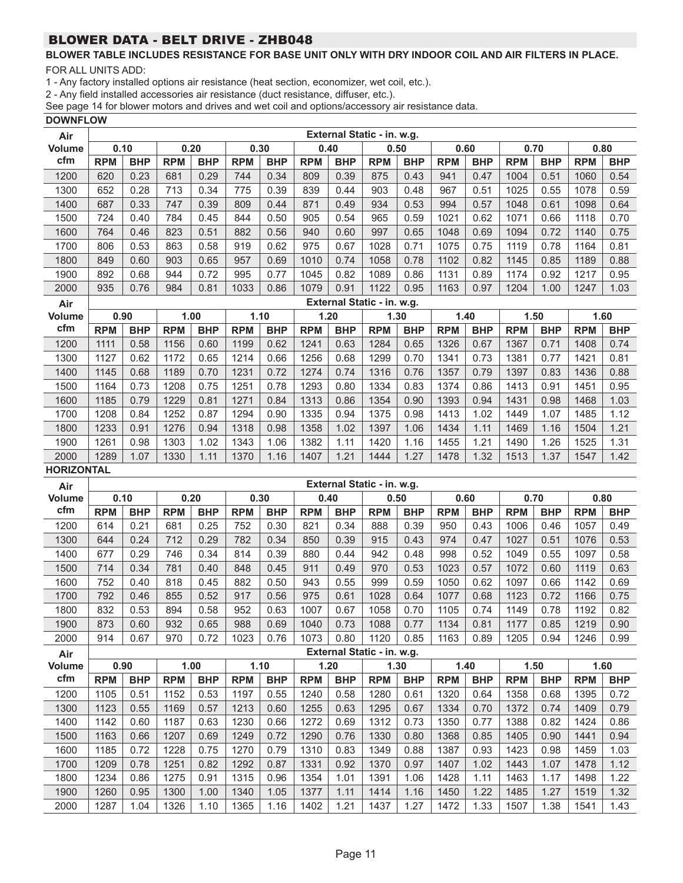## BLOWER DATA - BELT DRIVE - ZHB048

**BLOWER TABLE INCLUDES RESISTANCE FOR BASE UNIT ONLY WITH DRY INDOOR COIL AND AIR FILTERS IN PLACE.**

FOR ALL UNITS ADD:

1 - Any factory installed options air resistance (heat section, economizer, wet coil, etc.).

2 - Any field installed accessories air resistance (duct resistance, diffuser, etc.).

See page 14 for blower motors and drives and wet coil and options/accessory air resistance data.

**DOWNFLOW**

| Air Volume | External Static - in. w.g. | | | | | | | | | | | | | | | |
|---|---|---|---|---|---|---|---|---|---|---|---|---|---|---|---|---|
| | 0.10 | | 0.20 | | 0.30 | | 0.40 | | 0.50 | | 0.60 | | 0.70 | | 0.80 | |
| cfm | RPM | BHP | RPM | BHP | RPM | BHP | RPM | BHP | RPM | BHP | RPM | BHP | RPM | BHP | RPM | BHP |
| 1200 | 620 | 0.23 | 681 | 0.29 | 744 | 0.34 | 809 | 0.39 | 875 | 0.43 | 941 | 0.47 | 1004 | 0.51 | 1060 | 0.54 |
| 1300 | 652 | 0.28 | 713 | 0.34 | 775 | 0.39 | 839 | 0.44 | 903 | 0.48 | 967 | 0.51 | 1025 | 0.55 | 1078 | 0.59 |
| 1400 | 687 | 0.33 | 747 | 0.39 | 809 | 0.44 | 871 | 0.49 | 934 | 0.53 | 994 | 0.57 | 1048 | 0.61 | 1098 | 0.64 |
| 1500 | 724 | 0.40 | 784 | 0.45 | 844 | 0.50 | 905 | 0.54 | 965 | 0.59 | 1021 | 0.62 | 1071 | 0.66 | 1118 | 0.70 |
| 1600 | 764 | 0.46 | 823 | 0.51 | 882 | 0.56 | 940 | 0.60 | 997 | 0.65 | 1048 | 0.69 | 1094 | 0.72 | 1140 | 0.75 |
| 1700 | 806 | 0.53 | 863 | 0.58 | 919 | 0.62 | 975 | 0.67 | 1028 | 0.71 | 1075 | 0.75 | 1119 | 0.78 | 1164 | 0.81 |
| 1800 | 849 | 0.60 | 903 | 0.65 | 957 | 0.69 | 1010 | 0.74 | 1058 | 0.78 | 1102 | 0.82 | 1145 | 0.85 | 1189 | 0.88 |
| 1900 | 892 | 0.68 | 944 | 0.72 | 995 | 0.77 | 1045 | 0.82 | 1089 | 0.86 | 1131 | 0.89 | 1174 | 0.92 | 1217 | 0.95 |
| 2000 | 935 | 0.76 | 984 | 0.81 | 1033 | 0.86 | 1079 | 0.91 | 1122 | 0.95 | 1163 | 0.97 | 1204 | 1.00 | 1247 | 1.03 |

| Air Volume | External Static - in. w.g. | | | | | | | | | | | | | | | |
|---|---|---|---|---|---|---|---|---|---|---|---|---|---|---|---|---|
| | 0.90 | | 1.00 | | 1.10 | | 1.20 | | 1.30 | | 1.40 | | 1.50 | | 1.60 | |
| cfm | RPM | BHP | RPM | BHP | RPM | BHP | RPM | BHP | RPM | BHP | RPM | BHP | RPM | BHP | RPM | BHP |
| 1200 | 1111 | 0.58 | 1156 | 0.60 | 1199 | 0.62 | 1241 | 0.63 | 1284 | 0.65 | 1326 | 0.67 | 1367 | 0.71 | 1408 | 0.74 |
| 1300 | 1127 | 0.62 | 1172 | 0.65 | 1214 | 0.66 | 1256 | 0.68 | 1299 | 0.70 | 1341 | 0.73 | 1381 | 0.77 | 1421 | 0.81 |
| 1400 | 1145 | 0.68 | 1189 | 0.70 | 1231 | 0.72 | 1274 | 0.74 | 1316 | 0.76 | 1357 | 0.79 | 1397 | 0.83 | 1436 | 0.88 |
| 1500 | 1164 | 0.73 | 1208 | 0.75 | 1251 | 0.78 | 1293 | 0.80 | 1334 | 0.83 | 1374 | 0.86 | 1413 | 0.91 | 1451 | 0.95 |
| 1600 | 1185 | 0.79 | 1229 | 0.81 | 1271 | 0.84 | 1313 | 0.86 | 1354 | 0.90 | 1393 | 0.94 | 1431 | 0.98 | 1468 | 1.03 |
| 1700 | 1208 | 0.84 | 1252 | 0.87 | 1294 | 0.90 | 1335 | 0.94 | 1375 | 0.98 | 1413 | 1.02 | 1449 | 1.07 | 1485 | 1.12 |
| 1800 | 1233 | 0.91 | 1276 | 0.94 | 1318 | 0.98 | 1358 | 1.02 | 1397 | 1.06 | 1434 | 1.11 | 1469 | 1.16 | 1504 | 1.21 |
| 1900 | 1261 | 0.98 | 1303 | 1.02 | 1343 | 1.06 | 1382 | 1.11 | 1420 | 1.16 | 1455 | 1.21 | 1490 | 1.26 | 1525 | 1.31 |
| 2000 | 1289 | 1.07 | 1330 | 1.11 | 1370 | 1.16 | 1407 | 1.21 | 1444 | 1.27 | 1478 | 1.32 | 1513 | 1.37 | 1547 | 1.42 |

**HORIZONTAL**

| Air Volume | External Static - in. w.g. | | | | | | | | | | | | | | | |
|---|---|---|---|---|---|---|---|---|---|---|---|---|---|---|---|---|
| | 0.10 | | 0.20 | | 0.30 | | 0.40 | | 0.50 | | 0.60 | | 0.70 | | 0.80 | |
| cfm | RPM | BHP | RPM | BHP | RPM | BHP | RPM | BHP | RPM | BHP | RPM | BHP | RPM | BHP | RPM | BHP |
| 1200 | 614 | 0.21 | 681 | 0.25 | 752 | 0.30 | 821 | 0.34 | 888 | 0.39 | 950 | 0.43 | 1006 | 0.46 | 1057 | 0.49 |
| 1300 | 644 | 0.24 | 712 | 0.29 | 782 | 0.34 | 850 | 0.39 | 915 | 0.43 | 974 | 0.47 | 1027 | 0.51 | 1076 | 0.53 |
| 1400 | 677 | 0.29 | 746 | 0.34 | 814 | 0.39 | 880 | 0.44 | 942 | 0.48 | 998 | 0.52 | 1049 | 0.55 | 1097 | 0.58 |
| 1500 | 714 | 0.34 | 781 | 0.40 | 848 | 0.45 | 911 | 0.49 | 970 | 0.53 | 1023 | 0.57 | 1072 | 0.60 | 1119 | 0.63 |
| 1600 | 752 | 0.40 | 818 | 0.45 | 882 | 0.50 | 943 | 0.55 | 999 | 0.59 | 1050 | 0.62 | 1097 | 0.66 | 1142 | 0.69 |
| 1700 | 792 | 0.46 | 855 | 0.52 | 917 | 0.56 | 975 | 0.61 | 1028 | 0.64 | 1077 | 0.68 | 1123 | 0.72 | 1166 | 0.75 |
| 1800 | 832 | 0.53 | 894 | 0.58 | 952 | 0.63 | 1007 | 0.67 | 1058 | 0.70 | 1105 | 0.74 | 1149 | 0.78 | 1192 | 0.82 |
| 1900 | 873 | 0.60 | 932 | 0.65 | 988 | 0.69 | 1040 | 0.73 | 1088 | 0.77 | 1134 | 0.81 | 1177 | 0.85 | 1219 | 0.90 |
| 2000 | 914 | 0.67 | 970 | 0.72 | 1023 | 0.76 | 1073 | 0.80 | 1120 | 0.85 | 1163 | 0.89 | 1205 | 0.94 | 1246 | 0.99 |

| Air Volume | External Static - in. w.g. | | | | | | | | | | | | | | | |
|---|---|---|---|---|---|---|---|---|---|---|---|---|---|---|---|---|
| | 0.90 | | 1.00 | | 1.10 | | 1.20 | | 1.30 | | 1.40 | | 1.50 | | 1.60 | |
| cfm | RPM | BHP | RPM | BHP | RPM | BHP | RPM | BHP | RPM | BHP | RPM | BHP | RPM | BHP | RPM | BHP |
| 1200 | 1105 | 0.51 | 1152 | 0.53 | 1197 | 0.55 | 1240 | 0.58 | 1280 | 0.61 | 1320 | 0.64 | 1358 | 0.68 | 1395 | 0.72 |
| 1300 | 1123 | 0.55 | 1169 | 0.57 | 1213 | 0.60 | 1255 | 0.63 | 1295 | 0.67 | 1334 | 0.70 | 1372 | 0.74 | 1409 | 0.79 |
| 1400 | 1142 | 0.60 | 1187 | 0.63 | 1230 | 0.66 | 1272 | 0.69 | 1312 | 0.73 | 1350 | 0.77 | 1388 | 0.82 | 1424 | 0.86 |
| 1500 | 1163 | 0.66 | 1207 | 0.69 | 1249 | 0.72 | 1290 | 0.76 | 1330 | 0.80 | 1368 | 0.85 | 1405 | 0.90 | 1441 | 0.94 |
| 1600 | 1185 | 0.72 | 1228 | 0.75 | 1270 | 0.79 | 1310 | 0.83 | 1349 | 0.88 | 1387 | 0.93 | 1423 | 0.98 | 1459 | 1.03 |
| 1700 | 1209 | 0.78 | 1251 | 0.82 | 1292 | 0.87 | 1331 | 0.92 | 1370 | 0.97 | 1407 | 1.02 | 1443 | 1.07 | 1478 | 1.12 |
| 1800 | 1234 | 0.86 | 1275 | 0.91 | 1315 | 0.96 | 1354 | 1.01 | 1391 | 1.06 | 1428 | 1.11 | 1463 | 1.17 | 1498 | 1.22 |
| 1900 | 1260 | 0.95 | 1300 | 1.00 | 1340 | 1.05 | 1377 | 1.11 | 1414 | 1.16 | 1450 | 1.22 | 1485 | 1.27 | 1519 | 1.32 |
| 2000 | 1287 | 1.04 | 1326 | 1.10 | 1365 | 1.16 | 1402 | 1.21 | 1437 | 1.27 | 1472 | 1.33 | 1507 | 1.38 | 1541 | 1.43 |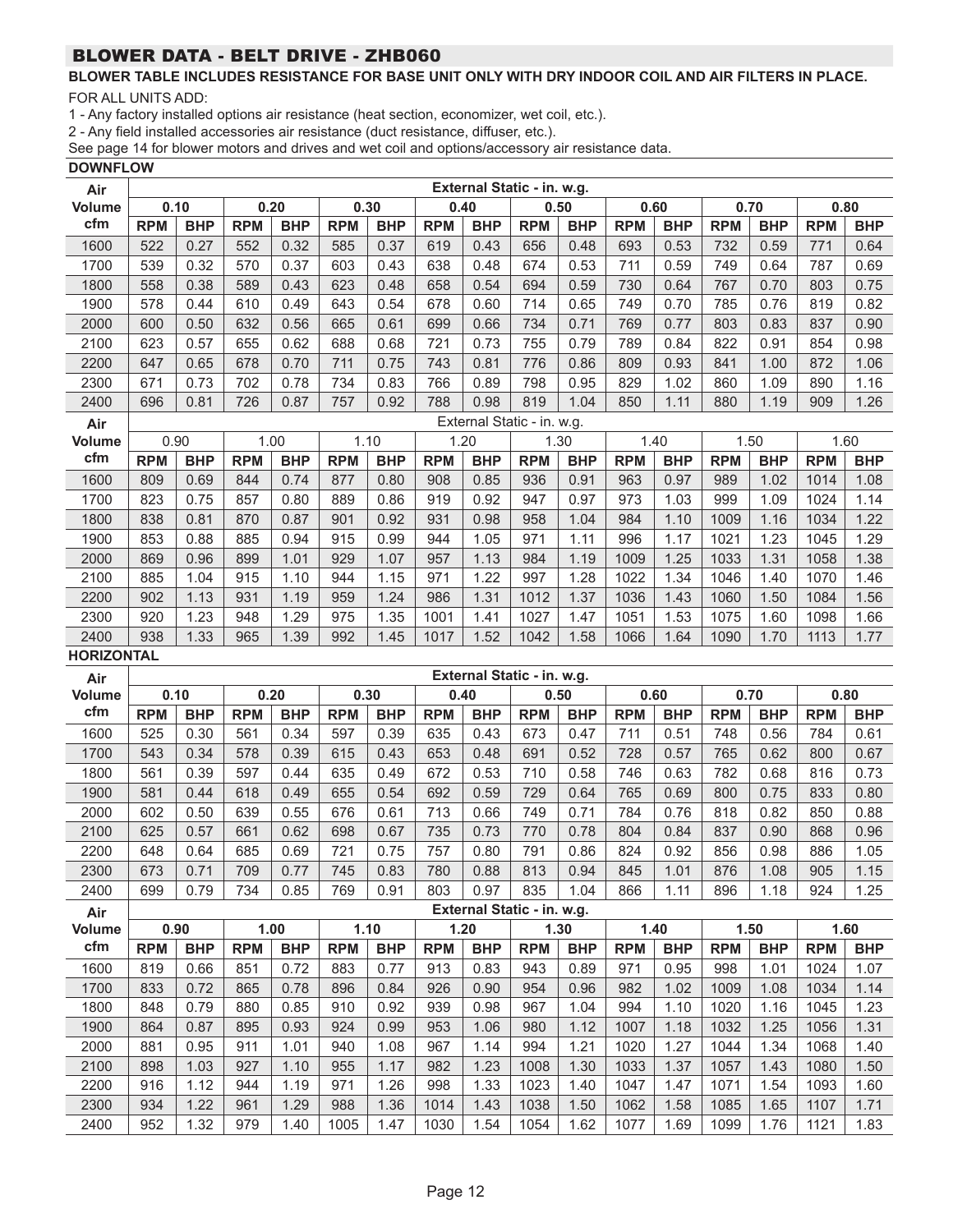## BLOWER DATA - BELT DRIVE - ZHB060

**BLOWER TABLE INCLUDES RESISTANCE FOR BASE UNIT ONLY WITH DRY INDOOR COIL AND AIR FILTERS IN PLACE.**

FOR ALL UNITS ADD:

1 - Any factory installed options air resistance (heat section, economizer, wet coil, etc.).

2 - Any field installed accessories air resistance (duct resistance, diffuser, etc.).

See page 14 for blower motors and drives and wet coil and options/accessory air resistance data.

**DOWNFLOW**

| Air Volume cfm | External Static - in. w.g. | | | | | | | | | | | | | | | |
|---|---|---|---|---|---|---|---|---|---|---|---|---|---|---|---|---|
| | 0.10 | | 0.20 | | 0.30 | | 0.40 | | 0.50 | | 0.60 | | 0.70 | | 0.80 | |
| | RPM | BHP | RPM | BHP | RPM | BHP | RPM | BHP | RPM | BHP | RPM | BHP | RPM | BHP | RPM | BHP |
| 1600 | 522 | 0.27 | 552 | 0.32 | 585 | 0.37 | 619 | 0.43 | 656 | 0.48 | 693 | 0.53 | 732 | 0.59 | 771 | 0.64 |
| 1700 | 539 | 0.32 | 570 | 0.37 | 603 | 0.43 | 638 | 0.48 | 674 | 0.53 | 711 | 0.59 | 749 | 0.64 | 787 | 0.69 |
| 1800 | 558 | 0.38 | 589 | 0.43 | 623 | 0.48 | 658 | 0.54 | 694 | 0.59 | 730 | 0.64 | 767 | 0.70 | 803 | 0.75 |
| 1900 | 578 | 0.44 | 610 | 0.49 | 643 | 0.54 | 678 | 0.60 | 714 | 0.65 | 749 | 0.70 | 785 | 0.76 | 819 | 0.82 |
| 2000 | 600 | 0.50 | 632 | 0.56 | 665 | 0.61 | 699 | 0.66 | 734 | 0.71 | 769 | 0.77 | 803 | 0.83 | 837 | 0.90 |
| 2100 | 623 | 0.57 | 655 | 0.62 | 688 | 0.68 | 721 | 0.73 | 755 | 0.79 | 789 | 0.84 | 822 | 0.91 | 854 | 0.98 |
| 2200 | 647 | 0.65 | 678 | 0.70 | 711 | 0.75 | 743 | 0.81 | 776 | 0.86 | 809 | 0.93 | 841 | 1.00 | 872 | 1.06 |
| 2300 | 671 | 0.73 | 702 | 0.78 | 734 | 0.83 | 766 | 0.89 | 798 | 0.95 | 829 | 1.02 | 860 | 1.09 | 890 | 1.16 |
| 2400 | 696 | 0.81 | 726 | 0.87 | 757 | 0.92 | 788 | 0.98 | 819 | 1.04 | 850 | 1.11 | 880 | 1.19 | 909 | 1.26 |

| Air Volume cfm | External Static - in. w.g. | | | | | | | | | | | | | | | |
|---|---|---|---|---|---|---|---|---|---|---|---|---|---|---|---|---|
| | 0.90 | | 1.00 | | 1.10 | | 1.20 | | 1.30 | | 1.40 | | 1.50 | | 1.60 | |
| | RPM | BHP | RPM | BHP | RPM | BHP | RPM | BHP | RPM | BHP | RPM | BHP | RPM | BHP | RPM | BHP |
| 1600 | 809 | 0.69 | 844 | 0.74 | 877 | 0.80 | 908 | 0.85 | 936 | 0.91 | 963 | 0.97 | 989 | 1.02 | 1014 | 1.08 |
| 1700 | 823 | 0.75 | 857 | 0.80 | 889 | 0.86 | 919 | 0.92 | 947 | 0.97 | 973 | 1.03 | 999 | 1.09 | 1024 | 1.14 |
| 1800 | 838 | 0.81 | 870 | 0.87 | 901 | 0.92 | 931 | 0.98 | 958 | 1.04 | 984 | 1.10 | 1009 | 1.16 | 1034 | 1.22 |
| 1900 | 853 | 0.88 | 885 | 0.94 | 915 | 0.99 | 944 | 1.05 | 971 | 1.11 | 996 | 1.17 | 1021 | 1.23 | 1045 | 1.29 |
| 2000 | 869 | 0.96 | 899 | 1.01 | 929 | 1.07 | 957 | 1.13 | 984 | 1.19 | 1009 | 1.25 | 1033 | 1.31 | 1058 | 1.38 |
| 2100 | 885 | 1.04 | 915 | 1.10 | 944 | 1.15 | 971 | 1.22 | 997 | 1.28 | 1022 | 1.34 | 1046 | 1.40 | 1070 | 1.46 |
| 2200 | 902 | 1.13 | 931 | 1.19 | 959 | 1.24 | 986 | 1.31 | 1012 | 1.37 | 1036 | 1.43 | 1060 | 1.50 | 1084 | 1.56 |
| 2300 | 920 | 1.23 | 948 | 1.29 | 975 | 1.35 | 1001 | 1.41 | 1027 | 1.47 | 1051 | 1.53 | 1075 | 1.60 | 1098 | 1.66 |
| 2400 | 938 | 1.33 | 965 | 1.39 | 992 | 1.45 | 1017 | 1.52 | 1042 | 1.58 | 1066 | 1.64 | 1090 | 1.70 | 1113 | 1.77 |

**HORIZONTAL**

| Air Volume cfm | External Static - in. w.g. | | | | | | | | | | | | | | | |
|---|---|---|---|---|---|---|---|---|---|---|---|---|---|---|---|---|
| | 0.10 | | 0.20 | | 0.30 | | 0.40 | | 0.50 | | 0.60 | | 0.70 | | 0.80 | |
| | RPM | BHP | RPM | BHP | RPM | BHP | RPM | BHP | RPM | BHP | RPM | BHP | RPM | BHP | RPM | BHP |
| 1600 | 525 | 0.30 | 561 | 0.34 | 597 | 0.39 | 635 | 0.43 | 673 | 0.47 | 711 | 0.51 | 748 | 0.56 | 784 | 0.61 |
| 1700 | 543 | 0.34 | 578 | 0.39 | 615 | 0.43 | 653 | 0.48 | 691 | 0.52 | 728 | 0.57 | 765 | 0.62 | 800 | 0.67 |
| 1800 | 561 | 0.39 | 597 | 0.44 | 635 | 0.49 | 672 | 0.53 | 710 | 0.58 | 746 | 0.63 | 782 | 0.68 | 816 | 0.73 |
| 1900 | 581 | 0.44 | 618 | 0.49 | 655 | 0.54 | 692 | 0.59 | 729 | 0.64 | 765 | 0.69 | 800 | 0.75 | 833 | 0.80 |
| 2000 | 602 | 0.50 | 639 | 0.55 | 676 | 0.61 | 713 | 0.66 | 749 | 0.71 | 784 | 0.76 | 818 | 0.82 | 850 | 0.88 |
| 2100 | 625 | 0.57 | 661 | 0.62 | 698 | 0.67 | 735 | 0.73 | 770 | 0.78 | 804 | 0.84 | 837 | 0.90 | 868 | 0.96 |
| 2200 | 648 | 0.64 | 685 | 0.69 | 721 | 0.75 | 757 | 0.80 | 791 | 0.86 | 824 | 0.92 | 856 | 0.98 | 886 | 1.05 |
| 2300 | 673 | 0.71 | 709 | 0.77 | 745 | 0.83 | 780 | 0.88 | 813 | 0.94 | 845 | 1.01 | 876 | 1.08 | 905 | 1.15 |
| 2400 | 699 | 0.79 | 734 | 0.85 | 769 | 0.91 | 803 | 0.97 | 835 | 1.04 | 866 | 1.11 | 896 | 1.18 | 924 | 1.25 |

| Air Volume cfm | External Static - in. w.g. | | | | | | | | | | | | | | | |
|---|---|---|---|---|---|---|---|---|---|---|---|---|---|---|---|---|
| | 0.90 | | 1.00 | | 1.10 | | 1.20 | | 1.30 | | 1.40 | | 1.50 | | 1.60 | |
| | RPM | BHP | RPM | BHP | RPM | BHP | RPM | BHP | RPM | BHP | RPM | BHP | RPM | BHP | RPM | BHP |
| 1600 | 819 | 0.66 | 851 | 0.72 | 883 | 0.77 | 913 | 0.83 | 943 | 0.89 | 971 | 0.95 | 998 | 1.01 | 1024 | 1.07 |
| 1700 | 833 | 0.72 | 865 | 0.78 | 896 | 0.84 | 926 | 0.90 | 954 | 0.96 | 982 | 1.02 | 1009 | 1.08 | 1034 | 1.14 |
| 1800 | 848 | 0.79 | 880 | 0.85 | 910 | 0.92 | 939 | 0.98 | 967 | 1.04 | 994 | 1.10 | 1020 | 1.16 | 1045 | 1.23 |
| 1900 | 864 | 0.87 | 895 | 0.93 | 924 | 0.99 | 953 | 1.06 | 980 | 1.12 | 1007 | 1.18 | 1032 | 1.25 | 1056 | 1.31 |
| 2000 | 881 | 0.95 | 911 | 1.01 | 940 | 1.08 | 967 | 1.14 | 994 | 1.21 | 1020 | 1.27 | 1044 | 1.34 | 1068 | 1.40 |
| 2100 | 898 | 1.03 | 927 | 1.10 | 955 | 1.17 | 982 | 1.23 | 1008 | 1.30 | 1033 | 1.37 | 1057 | 1.43 | 1080 | 1.50 |
| 2200 | 916 | 1.12 | 944 | 1.19 | 971 | 1.26 | 998 | 1.33 | 1023 | 1.40 | 1047 | 1.47 | 1071 | 1.54 | 1093 | 1.60 |
| 2300 | 934 | 1.22 | 961 | 1.29 | 988 | 1.36 | 1014 | 1.43 | 1038 | 1.50 | 1062 | 1.58 | 1085 | 1.65 | 1107 | 1.71 |
| 2400 | 952 | 1.32 | 979 | 1.40 | 1005 | 1.47 | 1030 | 1.54 | 1054 | 1.62 | 1077 | 1.69 | 1099 | 1.76 | 1121 | 1.83 |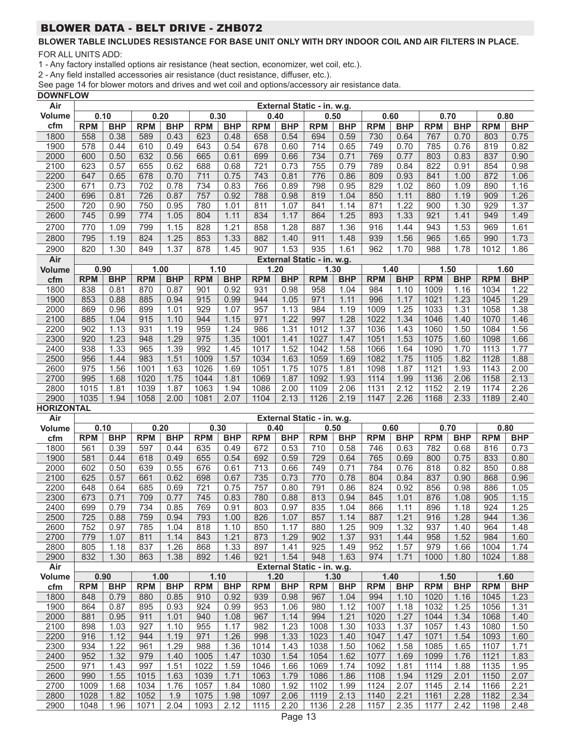## BLOWER DATA - BELT DRIVE - ZHB072

**BLOWER TABLE INCLUDES RESISTANCE FOR BASE UNIT ONLY WITH DRY INDOOR COIL AND AIR FILTERS IN PLACE.**

FOR ALL UNITS ADD:

1 - Any factory installed options air resistance (heat section, economizer, wet coil, etc.).

2 - Any field installed accessories air resistance (duct resistance, diffuser, etc.).

See page 14 for blower motors and drives and wet coil and options/accessory air resistance data.

**DOWNFLOW**

| Air Volume | External Static - in. w.g. | | | | | | | | | | | | | | | |
|---|---|---|---|---|---|---|---|---|---|---|---|---|---|---|---|---|
| | 0.10 | | 0.20 | | 0.30 | | 0.40 | | 0.50 | | 0.60 | | 0.70 | | 0.80 | |
| cfm | RPM | BHP | RPM | BHP | RPM | BHP | RPM | BHP | RPM | BHP | RPM | BHP | RPM | BHP | RPM | BHP |
| 1800 | 558 | 0.38 | 589 | 0.43 | 623 | 0.48 | 658 | 0.54 | 694 | 0.59 | 730 | 0.64 | 767 | 0.70 | 803 | 0.75 |
| 1900 | 578 | 0.44 | 610 | 0.49 | 643 | 0.54 | 678 | 0.60 | 714 | 0.65 | 749 | 0.70 | 785 | 0.76 | 819 | 0.82 |
| 2000 | 600 | 0.50 | 632 | 0.56 | 665 | 0.61 | 699 | 0.66 | 734 | 0.71 | 769 | 0.77 | 803 | 0.83 | 837 | 0.90 |
| 2100 | 623 | 0.57 | 655 | 0.62 | 688 | 0.68 | 721 | 0.73 | 755 | 0.79 | 789 | 0.84 | 822 | 0.91 | 854 | 0.98 |
| 2200 | 647 | 0.65 | 678 | 0.70 | 711 | 0.75 | 743 | 0.81 | 776 | 0.86 | 809 | 0.93 | 841 | 1.00 | 872 | 1.06 |
| 2300 | 671 | 0.73 | 702 | 0.78 | 734 | 0.83 | 766 | 0.89 | 798 | 0.95 | 829 | 1.02 | 860 | 1.09 | 890 | 1.16 |
| 2400 | 696 | 0.81 | 726 | 0.87 | 757 | 0.92 | 788 | 0.98 | 819 | 1.04 | 850 | 1.11 | 880 | 1.19 | 909 | 1.26 |
| 2500 | 720 | 0.90 | 750 | 0.95 | 780 | 1.01 | 811 | 1.07 | 841 | 1.14 | 871 | 1.22 | 900 | 1.30 | 929 | 1.37 |
| 2600 | 745 | 0.99 | 774 | 1.05 | 804 | 1.11 | 834 | 1.17 | 864 | 1.25 | 893 | 1.33 | 921 | 1.41 | 949 | 1.49 |
| 2700 | 770 | 1.09 | 799 | 1.15 | 828 | 1.21 | 858 | 1.28 | 887 | 1.36 | 916 | 1.44 | 943 | 1.53 | 969 | 1.61 |
| 2800 | 795 | 1.19 | 824 | 1.25 | 853 | 1.33 | 882 | 1.40 | 911 | 1.48 | 939 | 1.56 | 965 | 1.65 | 990 | 1.73 |
| 2900 | 820 | 1.30 | 849 | 1.37 | 878 | 1.45 | 907 | 1.53 | 935 | 1.61 | 962 | 1.70 | 988 | 1.78 | 1012 | 1.86 |

| Air Volume | External Static - in. w.g. | | | | | | | | | | | | | | | |
|---|---|---|---|---|---|---|---|---|---|---|---|---|---|---|---|---|
| | 0.90 | | 1.00 | | 1.10 | | 1.20 | | 1.30 | | 1.40 | | 1.50 | | 1.60 | |
| cfm | RPM | BHP | RPM | BHP | RPM | BHP | RPM | BHP | RPM | BHP | RPM | BHP | RPM | BHP | RPM | BHP |
| 1800 | 838 | 0.81 | 870 | 0.87 | 901 | 0.92 | 931 | 0.98 | 958 | 1.04 | 984 | 1.10 | 1009 | 1.16 | 1034 | 1.22 |
| 1900 | 853 | 0.88 | 885 | 0.94 | 915 | 0.99 | 944 | 1.05 | 971 | 1.11 | 996 | 1.17 | 1021 | 1.23 | 1045 | 1.29 |
| 2000 | 869 | 0.96 | 899 | 1.01 | 929 | 1.07 | 957 | 1.13 | 984 | 1.19 | 1009 | 1.25 | 1033 | 1.31 | 1058 | 1.38 |
| 2100 | 885 | 1.04 | 915 | 1.10 | 944 | 1.15 | 971 | 1.22 | 997 | 1.28 | 1022 | 1.34 | 1046 | 1.40 | 1070 | 1.46 |
| 2200 | 902 | 1.13 | 931 | 1.19 | 959 | 1.24 | 986 | 1.31 | 1012 | 1.37 | 1036 | 1.43 | 1060 | 1.50 | 1084 | 1.56 |
| 2300 | 920 | 1.23 | 948 | 1.29 | 975 | 1.35 | 1001 | 1.41 | 1027 | 1.47 | 1051 | 1.53 | 1075 | 1.60 | 1098 | 1.66 |
| 2400 | 938 | 1.33 | 965 | 1.39 | 992 | 1.45 | 1017 | 1.52 | 1042 | 1.58 | 1066 | 1.64 | 1090 | 1.70 | 1113 | 1.77 |
| 2500 | 956 | 1.44 | 983 | 1.51 | 1009 | 1.57 | 1034 | 1.63 | 1059 | 1.69 | 1082 | 1.75 | 1105 | 1.82 | 1128 | 1.88 |
| 2600 | 975 | 1.56 | 1001 | 1.63 | 1026 | 1.69 | 1051 | 1.75 | 1075 | 1.81 | 1098 | 1.87 | 1121 | 1.93 | 1143 | 2.00 |
| 2700 | 995 | 1.68 | 1020 | 1.75 | 1044 | 1.81 | 1069 | 1.87 | 1092 | 1.93 | 1114 | 1.99 | 1136 | 2.06 | 1158 | 2.13 |
| 2800 | 1015 | 1.81 | 1039 | 1.87 | 1063 | 1.94 | 1086 | 2.00 | 1109 | 2.06 | 1131 | 2.12 | 1152 | 2.19 | 1174 | 2.26 |
| 2900 | 1035 | 1.94 | 1058 | 2.00 | 1081 | 2.07 | 1104 | 2.13 | 1126 | 2.19 | 1147 | 2.26 | 1168 | 2.33 | 1189 | 2.40 |

**HORIZONTAL**

| Air Volume | External Static - in. w.g. | | | | | | | | | | | | | | | |
|---|---|---|---|---|---|---|---|---|---|---|---|---|---|---|---|---|
| | 0.10 | | 0.20 | | 0.30 | | 0.40 | | 0.50 | | 0.60 | | 0.70 | | 0.80 | |
| cfm | RPM | BHP | RPM | BHP | RPM | BHP | RPM | BHP | RPM | BHP | RPM | BHP | RPM | BHP | RPM | BHP |
| 1800 | 561 | 0.39 | 597 | 0.44 | 635 | 0.49 | 672 | 0.53 | 710 | 0.58 | 746 | 0.63 | 782 | 0.68 | 816 | 0.73 |
| 1900 | 581 | 0.44 | 618 | 0.49 | 655 | 0.54 | 692 | 0.59 | 729 | 0.64 | 765 | 0.69 | 800 | 0.75 | 833 | 0.80 |
| 2000 | 602 | 0.50 | 639 | 0.55 | 676 | 0.61 | 713 | 0.66 | 749 | 0.71 | 784 | 0.76 | 818 | 0.82 | 850 | 0.88 |
| 2100 | 625 | 0.57 | 661 | 0.62 | 698 | 0.67 | 735 | 0.73 | 770 | 0.78 | 804 | 0.84 | 837 | 0.90 | 868 | 0.96 |
| 2200 | 648 | 0.64 | 685 | 0.69 | 721 | 0.75 | 757 | 0.80 | 791 | 0.86 | 824 | 0.92 | 856 | 0.98 | 886 | 1.05 |
| 2300 | 673 | 0.71 | 709 | 0.77 | 745 | 0.83 | 780 | 0.88 | 813 | 0.94 | 845 | 1.01 | 876 | 1.08 | 905 | 1.15 |
| 2400 | 699 | 0.79 | 734 | 0.85 | 769 | 0.91 | 803 | 0.97 | 835 | 1.04 | 866 | 1.11 | 896 | 1.18 | 924 | 1.25 |
| 2500 | 725 | 0.88 | 759 | 0.94 | 793 | 1.00 | 826 | 1.07 | 857 | 1.14 | 887 | 1.21 | 916 | 1.28 | 944 | 1.36 |
| 2600 | 752 | 0.97 | 785 | 1.04 | 818 | 1.10 | 850 | 1.17 | 880 | 1.25 | 909 | 1.32 | 937 | 1.40 | 964 | 1.48 |
| 2700 | 779 | 1.07 | 811 | 1.14 | 843 | 1.21 | 873 | 1.29 | 902 | 1.37 | 931 | 1.44 | 958 | 1.52 | 984 | 1.60 |
| 2800 | 805 | 1.18 | 837 | 1.26 | 868 | 1.33 | 897 | 1.41 | 925 | 1.49 | 952 | 1.57 | 979 | 1.66 | 1004 | 1.74 |
| 2900 | 832 | 1.30 | 863 | 1.38 | 892 | 1.46 | 921 | 1.54 | 948 | 1.63 | 974 | 1.71 | 1000 | 1.80 | 1024 | 1.88 |

| Air Volume | External Static - in. w.g. | | | | | | | | | | | | | | | |
|---|---|---|---|---|---|---|---|---|---|---|---|---|---|---|---|---|
| | 0.90 | | 1.00 | | 1.10 | | 1.20 | | 1.30 | | 1.40 | | 1.50 | | 1.60 | |
| cfm | RPM | BHP | RPM | BHP | RPM | BHP | RPM | BHP | RPM | BHP | RPM | BHP | RPM | BHP | RPM | BHP |
| 1800 | 848 | 0.79 | 880 | 0.85 | 910 | 0.92 | 939 | 0.98 | 967 | 1.04 | 994 | 1.10 | 1020 | 1.16 | 1045 | 1.23 |
| 1900 | 864 | 0.87 | 895 | 0.93 | 924 | 0.99 | 953 | 1.06 | 980 | 1.12 | 1007 | 1.18 | 1032 | 1.25 | 1056 | 1.31 |
| 2000 | 881 | 0.95 | 911 | 1.01 | 940 | 1.08 | 967 | 1.14 | 994 | 1.21 | 1020 | 1.27 | 1044 | 1.34 | 1068 | 1.40 |
| 2100 | 898 | 1.03 | 927 | 1.10 | 955 | 1.17 | 982 | 1.23 | 1008 | 1.30 | 1033 | 1.37 | 1057 | 1.43 | 1080 | 1.50 |
| 2200 | 916 | 1.12 | 944 | 1.19 | 971 | 1.26 | 998 | 1.33 | 1023 | 1.40 | 1047 | 1.47 | 1071 | 1.54 | 1093 | 1.60 |
| 2300 | 934 | 1.22 | 961 | 1.29 | 988 | 1.36 | 1014 | 1.43 | 1038 | 1.50 | 1062 | 1.58 | 1085 | 1.65 | 1107 | 1.71 |
| 2400 | 952 | 1.32 | 979 | 1.40 | 1005 | 1.47 | 1030 | 1.54 | 1054 | 1.62 | 1077 | 1.69 | 1099 | 1.76 | 1121 | 1.83 |
| 2500 | 971 | 1.43 | 997 | 1.51 | 1022 | 1.59 | 1046 | 1.66 | 1069 | 1.74 | 1092 | 1.81 | 1114 | 1.88 | 1135 | 1.95 |
| 2600 | 990 | 1.55 | 1015 | 1.63 | 1039 | 1.71 | 1063 | 1.79 | 1086 | 1.86 | 1108 | 1.94 | 1129 | 2.01 | 1150 | 2.07 |
| 2700 | 1009 | 1.68 | 1034 | 1.76 | 1057 | 1.84 | 1080 | 1.92 | 1102 | 1.99 | 1124 | 2.07 | 1145 | 2.14 | 1166 | 2.21 |
| 2800 | 1028 | 1.82 | 1052 | 1.9 | 1075 | 1.98 | 1097 | 2.06 | 1119 | 2.13 | 1140 | 2.21 | 1161 | 2.28 | 1182 | 2.34 |
| 2900 | 1048 | 1.96 | 1071 | 2.04 | 1093 | 2.12 | 1115 | 2.20 | 1136 | 2.28 | 1157 | 2.35 | 1177 | 2.42 | 1198 | 2.48 |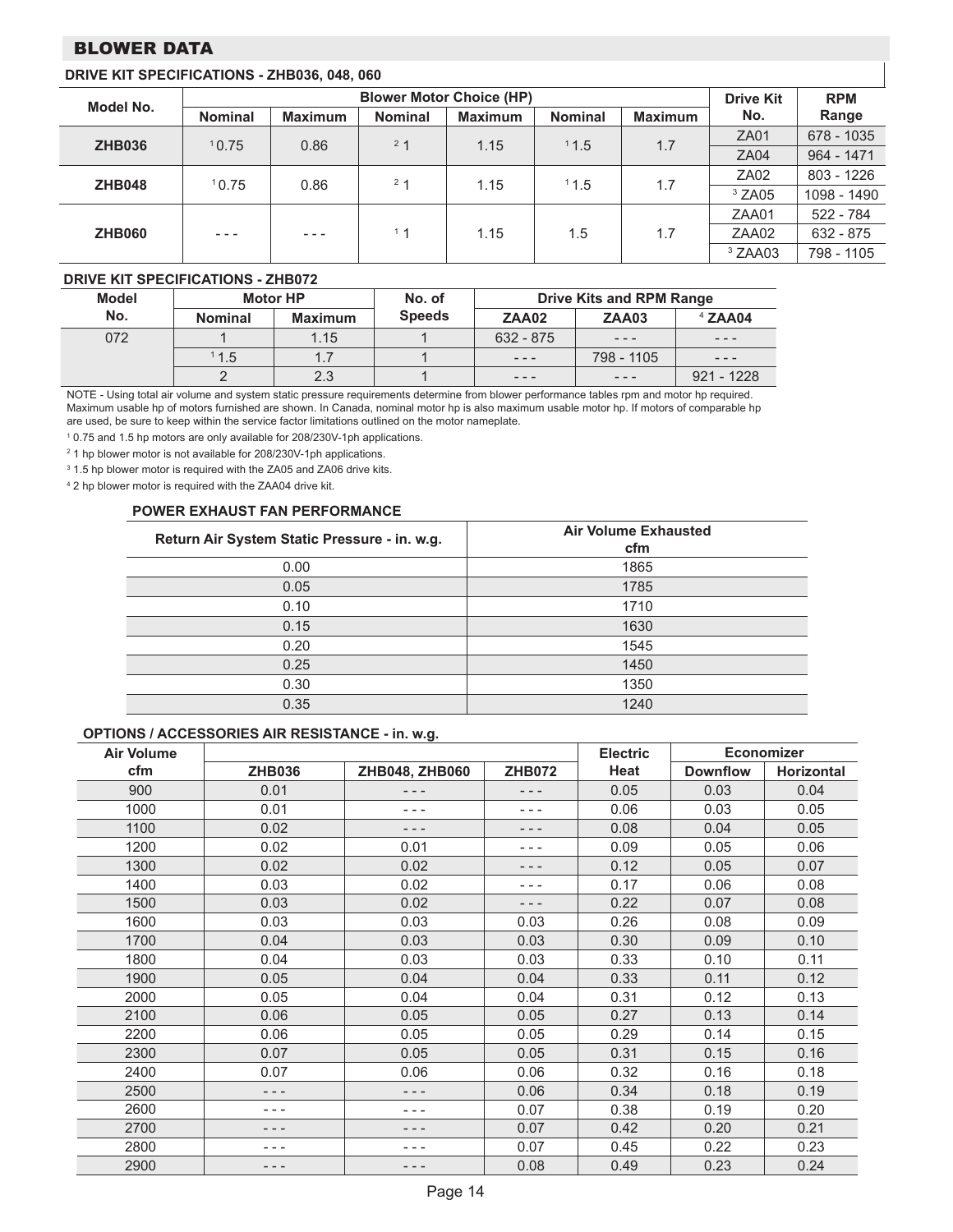## BLOWER DATA

### DRIVE KIT SPECIFICATIONS - ZHB036, 048, 060

| Model No. | Blower Motor Choice (HP) | | | | | | Drive Kit No. | RPM Range |
|---|---|---|---|---|---|---|---|---|
| | Nominal | Maximum | Nominal | Maximum | Nominal | Maximum | | |
| ZHB036 | [1] 0.75 | 0.86 | [2] 1 | 1.15 | [1] 1.5 | 1.7 | ZA01 | 678 - 1035 |
| | | | | | | | ZA04 | 964 - 1471 |
| ZHB048 | [1] 0.75 | 0.86 | [2] 1 | 1.15 | [1] 1.5 | 1.7 | ZA02 | 803 - 1226 |
| | | | | | | | [3] ZA05 | 1098 - 1490 |
| ZHB060 | - - - | - - - | [1] 1 | 1.15 | 1.5 | 1.7 | ZAA01 | 522 - 784 |
| | | | | | | | ZAA02 | 632 - 875 |
| | | | | | | | [3] ZAA03 | 798 - 1105 |

### DRIVE KIT SPECIFICATIONS - ZHB072

| Model No. | Motor HP | | No. of Speeds | Drive Kits and RPM Range | | |
|---|---|---|---|---|---|---|
| | Nominal | Maximum | | ZAA02 | ZAA03 | [4] ZAA04 |
| 072 | 1 | 1.15 | 1 | 632 - 875 | - - - | - - - |
| | [1] 1.5 | 1.7 | 1 | - - - | 798 - 1105 | - - - |
| | 2 | 2.3 | 1 | - - - | - - - | 921 - 1228 |

NOTE - Using total air volume and system static pressure requirements determine from blower performance tables rpm and motor hp required. Maximum usable hp of motors furnished are shown. In Canada, nominal motor hp is also maximum usable motor hp. If motors of comparable hp are used, be sure to keep within the service factor limitations outlined on the motor nameplate.

[1] 0.75 and 1.5 hp motors are only available for 208/230V-1ph applications.

[2] 1 hp blower motor is not available for 208/230V-1ph applications.

[3] 1.5 hp blower motor is required with the ZA05 and ZA06 drive kits.

[4] 2 hp blower motor is required with the ZAA04 drive kit.

### POWER EXHAUST FAN PERFORMANCE

| Return Air System Static Pressure - in. w.g. | Air Volume Exhausted cfm |
|---|---|
| 0.00 | 1865 |
| 0.05 | 1785 |
| 0.10 | 1710 |
| 0.15 | 1630 |
| 0.20 | 1545 |
| 0.25 | 1450 |
| 0.30 | 1350 |
| 0.35 | 1240 |

### OPTIONS / ACCESSORIES AIR RESISTANCE - in. w.g.

| Air Volume cfm | ZHB036 | ZHB048, ZHB060 | ZHB072 | Electric Heat | Economizer | |
|---|---|---|---|---|---|---|
| | | | | | Downflow | Horizontal |
| 900 | 0.01 | - - - | - - - | 0.05 | 0.03 | 0.04 |
| 1000 | 0.01 | - - - | - - - | 0.06 | 0.03 | 0.05 |
| 1100 | 0.02 | - - - | - - - | 0.08 | 0.04 | 0.05 |
| 1200 | 0.02 | 0.01 | - - - | 0.09 | 0.05 | 0.06 |
| 1300 | 0.02 | 0.02 | - - - | 0.12 | 0.05 | 0.07 |
| 1400 | 0.03 | 0.02 | - - - | 0.17 | 0.06 | 0.08 |
| 1500 | 0.03 | 0.02 | - - - | 0.22 | 0.07 | 0.08 |
| 1600 | 0.03 | 0.03 | 0.03 | 0.26 | 0.08 | 0.09 |
| 1700 | 0.04 | 0.03 | 0.03 | 0.30 | 0.09 | 0.10 |
| 1800 | 0.04 | 0.03 | 0.03 | 0.33 | 0.10 | 0.11 |
| 1900 | 0.05 | 0.04 | 0.04 | 0.33 | 0.11 | 0.12 |
| 2000 | 0.05 | 0.04 | 0.04 | 0.31 | 0.12 | 0.13 |
| 2100 | 0.06 | 0.05 | 0.05 | 0.27 | 0.13 | 0.14 |
| 2200 | 0.06 | 0.05 | 0.05 | 0.29 | 0.14 | 0.15 |
| 2300 | 0.07 | 0.05 | 0.05 | 0.31 | 0.15 | 0.16 |
| 2400 | 0.07 | 0.06 | 0.06 | 0.32 | 0.16 | 0.18 |
| 2500 | - - - | - - - | 0.06 | 0.34 | 0.18 | 0.19 |
| 2600 | - - - | - - - | 0.07 | 0.38 | 0.19 | 0.20 |
| 2700 | - - - | - - - | 0.07 | 0.42 | 0.20 | 0.21 |
| 2800 | - - - | - - - | 0.07 | 0.45 | 0.22 | 0.23 |
| 2900 | - - - | - - - | 0.08 | 0.49 | 0.23 | 0.24 |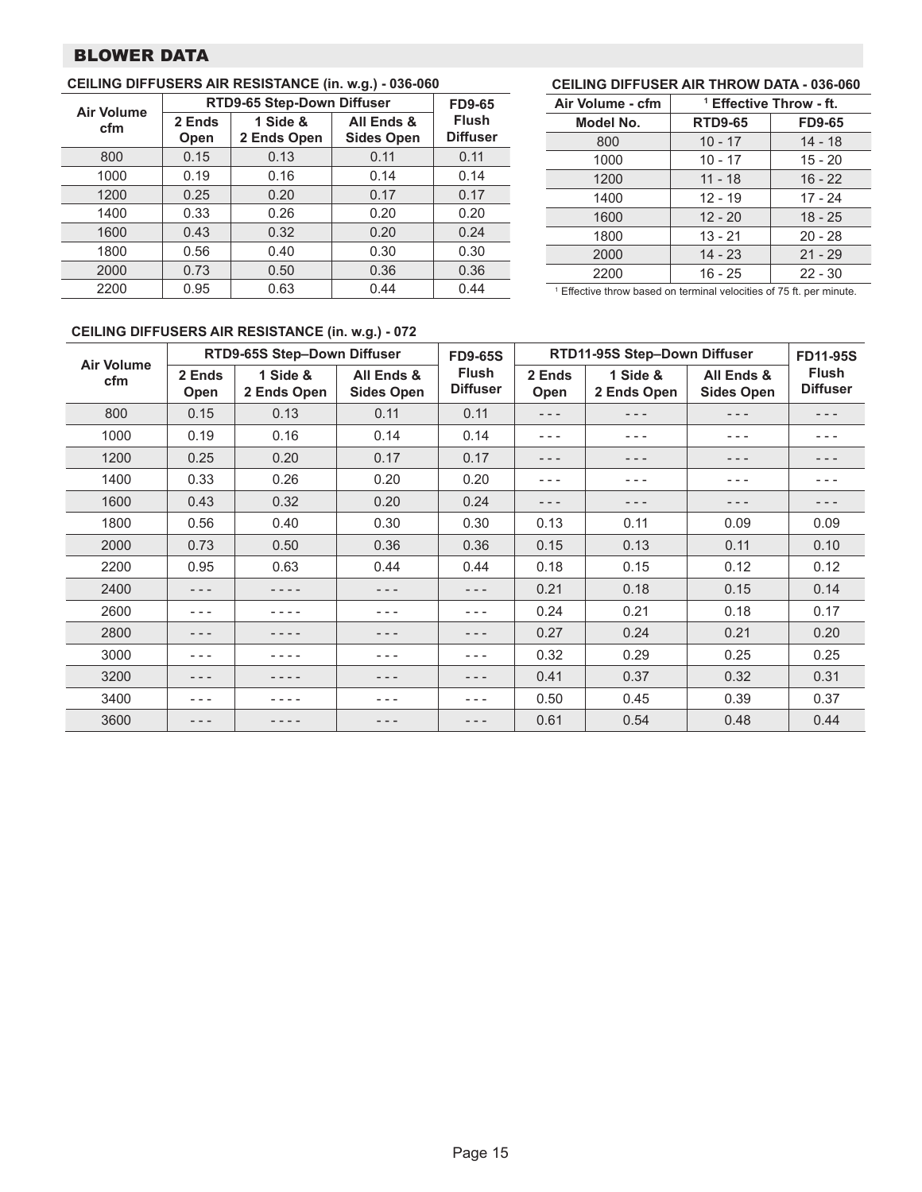## BLOWER DATA

### CEILING DIFFUSERS AIR RESISTANCE (in. w.g.) - 036-060

| Air Volume cfm | RTD9-65 Step-Down Diffuser | | | FD9-65 Flush Diffuser |
|---|---|---|---|---|
| | 2 Ends Open | 1 Side & 2 Ends Open | All Ends & Sides Open | |
| 800 | 0.15 | 0.13 | 0.11 | 0.11 |
| 1000 | 0.19 | 0.16 | 0.14 | 0.14 |
| 1200 | 0.25 | 0.20 | 0.17 | 0.17 |
| 1400 | 0.33 | 0.26 | 0.20 | 0.20 |
| 1600 | 0.43 | 0.32 | 0.20 | 0.24 |
| 1800 | 0.56 | 0.40 | 0.30 | 0.30 |
| 2000 | 0.73 | 0.50 | 0.36 | 0.36 |
| 2200 | 0.95 | 0.63 | 0.44 | 0.44 |

### CEILING DIFFUSER AIR THROW DATA - 036-060

| Air Volume - cfm | [1] Effective Throw - ft. | |
|---|---|---|
| Model No. | RTD9-65 | FD9-65 |
| 800 | 10 - 17 | 14 - 18 |
| 1000 | 10 - 17 | 15 - 20 |
| 1200 | 11 - 18 | 16 - 22 |
| 1400 | 12 - 19 | 17 - 24 |
| 1600 | 12 - 20 | 18 - 25 |
| 1800 | 13 - 21 | 20 - 28 |
| 2000 | 14 - 23 | 21 - 29 |
| 2200 | 16 - 25 | 22 - 30 |

[1] Effective throw based on terminal velocities of 75 ft. per minute.

### CEILING DIFFUSERS AIR RESISTANCE (in. w.g.) - 072

| Air Volume cfm | RTD9-65S Step–Down Diffuser | | | FD9-65S Flush Diffuser | RTD11-95S Step–Down Diffuser | | | FD11-95S Flush Diffuser |
|---|---|---|---|---|---|---|---|---|
| | 2 Ends Open | 1 Side & 2 Ends Open | All Ends & Sides Open | | 2 Ends Open | 1 Side & 2 Ends Open | All Ends & Sides Open | |
| 800 | 0.15 | 0.13 | 0.11 | 0.11 | - - - | - - - | - - - | - - - |
| 1000 | 0.19 | 0.16 | 0.14 | 0.14 | - - - | - - - | - - - | - - - |
| 1200 | 0.25 | 0.20 | 0.17 | 0.17 | - - - | - - - | - - - | - - - |
| 1400 | 0.33 | 0.26 | 0.20 | 0.20 | - - - | - - - | - - - | - - - |
| 1600 | 0.43 | 0.32 | 0.20 | 0.24 | - - - | - - - | - - - | - - - |
| 1800 | 0.56 | 0.40 | 0.30 | 0.30 | 0.13 | 0.11 | 0.09 | 0.09 |
| 2000 | 0.73 | 0.50 | 0.36 | 0.36 | 0.15 | 0.13 | 0.11 | 0.10 |
| 2200 | 0.95 | 0.63 | 0.44 | 0.44 | 0.18 | 0.15 | 0.12 | 0.12 |
| 2400 | - - - | - - - - | - - - | - - - | 0.21 | 0.18 | 0.15 | 0.14 |
| 2600 | - - - | - - - - | - - - | - - - | 0.24 | 0.21 | 0.18 | 0.17 |
| 2800 | - - - | - - - - | - - - | - - - | 0.27 | 0.24 | 0.21 | 0.20 |
| 3000 | - - - | - - - - | - - - | - - - | 0.32 | 0.29 | 0.25 | 0.25 |
| 3200 | - - - | - - - - | - - - | - - - | 0.41 | 0.37 | 0.32 | 0.31 |
| 3400 | - - - | - - - - | - - - | - - - | 0.50 | 0.45 | 0.39 | 0.37 |
| 3600 | - - - | - - - - | - - - | - - - | 0.61 | 0.54 | 0.48 | 0.44 |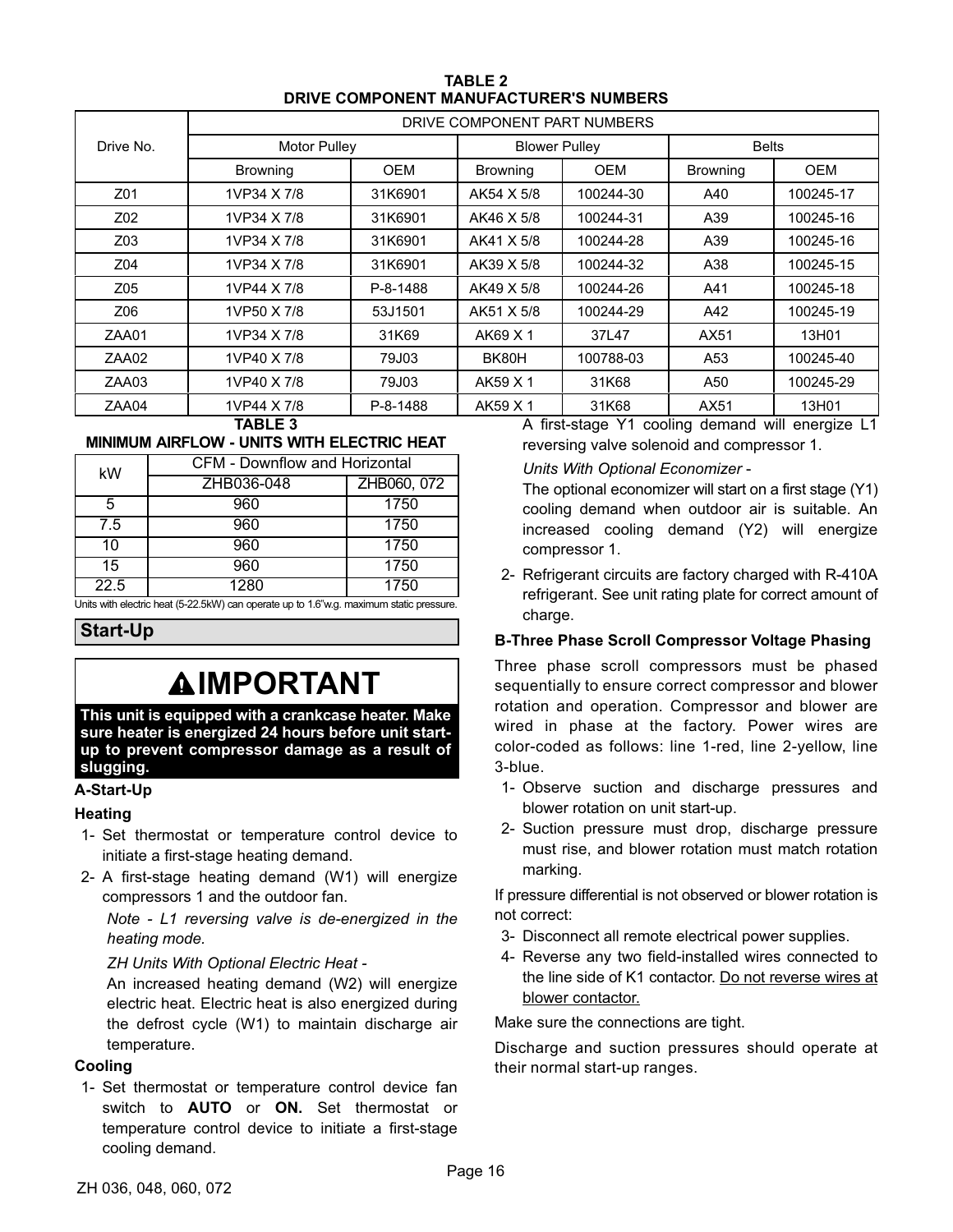**TABLE 2**
**DRIVE COMPONENT MANUFACTURER'S NUMBERS**

| Drive No. | DRIVE COMPONENT PART NUMBERS | | | | | |
|---|---|---|---|---|---|---|
| | Motor Pulley | | Blower Pulley | | Belts | |
| | Browning | OEM | Browning | OEM | Browning | OEM |
| Z01 | 1VP34 X 7/8 | 31K6901 | AK54 X 5/8 | 100244-30 | A40 | 100245-17 |
| Z02 | 1VP34 X 7/8 | 31K6901 | AK46 X 5/8 | 100244-31 | A39 | 100245-16 |
| Z03 | 1VP34 X 7/8 | 31K6901 | AK41 X 5/8 | 100244-28 | A39 | 100245-16 |
| Z04 | 1VP34 X 7/8 | 31K6901 | AK39 X 5/8 | 100244-32 | A38 | 100245-15 |
| Z05 | 1VP44 X 7/8 | P-8-1488 | AK49 X 5/8 | 100244-26 | A41 | 100245-18 |
| Z06 | 1VP50 X 7/8 | 53J1501 | AK51 X 5/8 | 100244-29 | A42 | 100245-19 |
| ZAA01 | 1VP34 X 7/8 | 31K69 | AK69 X 1 | 37L47 | AX51 | 13H01 |
| ZAA02 | 1VP40 X 7/8 | 79J03 | BK80H | 100788-03 | A53 | 100245-40 |
| ZAA03 | 1VP40 X 7/8 | 79J03 | AK59 X 1 | 31K68 | A50 | 100245-29 |
| ZAA04 | 1VP44 X 7/8 | P-8-1488 | AK59 X 1 | 31K68 | AX51 | 13H01 |

**TABLE 3**
**MINIMUM AIRFLOW - UNITS WITH ELECTRIC HEAT**

| kW | CFM - Downflow and Horizontal | |
|---|---|---|
| | ZHB036-048 | ZHB060, 072 |
| 5 | 960 | 1750 |
| 7.5 | 960 | 1750 |
| 10 | 960 | 1750 |
| 15 | 960 | 1750 |
| 22.5 | 1280 | 1750 |

Units with electric heat (5-22.5kW) can operate up to 1.6"w.g. maximum static pressure.

## Start-Up

**⚠IMPORTANT**

**This unit is equipped with a crankcase heater. Make sure heater is energized 24 hours before unit start-up to prevent compressor damage as a result of slugging.**

### A-Start-Up

#### Heating

1- Set thermostat or temperature control device to initiate a first-stage heating demand.

2- A first-stage heating demand (W1) will energize compressors 1 and the outdoor fan.

*Note - L1 reversing valve is de-energized in the heating mode.*

*ZH Units With Optional Electric Heat -*

An increased heating demand (W2) will energize electric heat. Electric heat is also energized during the defrost cycle (W1) to maintain discharge air temperature.

#### Cooling

1- Set thermostat or temperature control device fan switch to **AUTO** or **ON.** Set thermostat or temperature control device to initiate a first-stage cooling demand.

A first-stage Y1 cooling demand will energize L1 reversing valve solenoid and compressor 1.

*Units With Optional Economizer -*

The optional economizer will start on a first stage (Y1) cooling demand when outdoor air is suitable. An increased cooling demand (Y2) will energize compressor 1.

2- Refrigerant circuits are factory charged with R-410A refrigerant. See unit rating plate for correct amount of charge.

### B-Three Phase Scroll Compressor Voltage Phasing

Three phase scroll compressors must be phased sequentially to ensure correct compressor and blower rotation and operation. Compressor and blower are wired in phase at the factory. Power wires are color-coded as follows: line 1-red, line 2-yellow, line 3-blue.

1- Observe suction and discharge pressures and blower rotation on unit start-up.

2- Suction pressure must drop, discharge pressure must rise, and blower rotation must match rotation marking.

If pressure differential is not observed or blower rotation is not correct:

3- Disconnect all remote electrical power supplies.

4- Reverse any two field-installed wires connected to the line side of K1 contactor. Do not reverse wires at blower contactor.

Make sure the connections are tight.

Discharge and suction pressures should operate at their normal start-up ranges.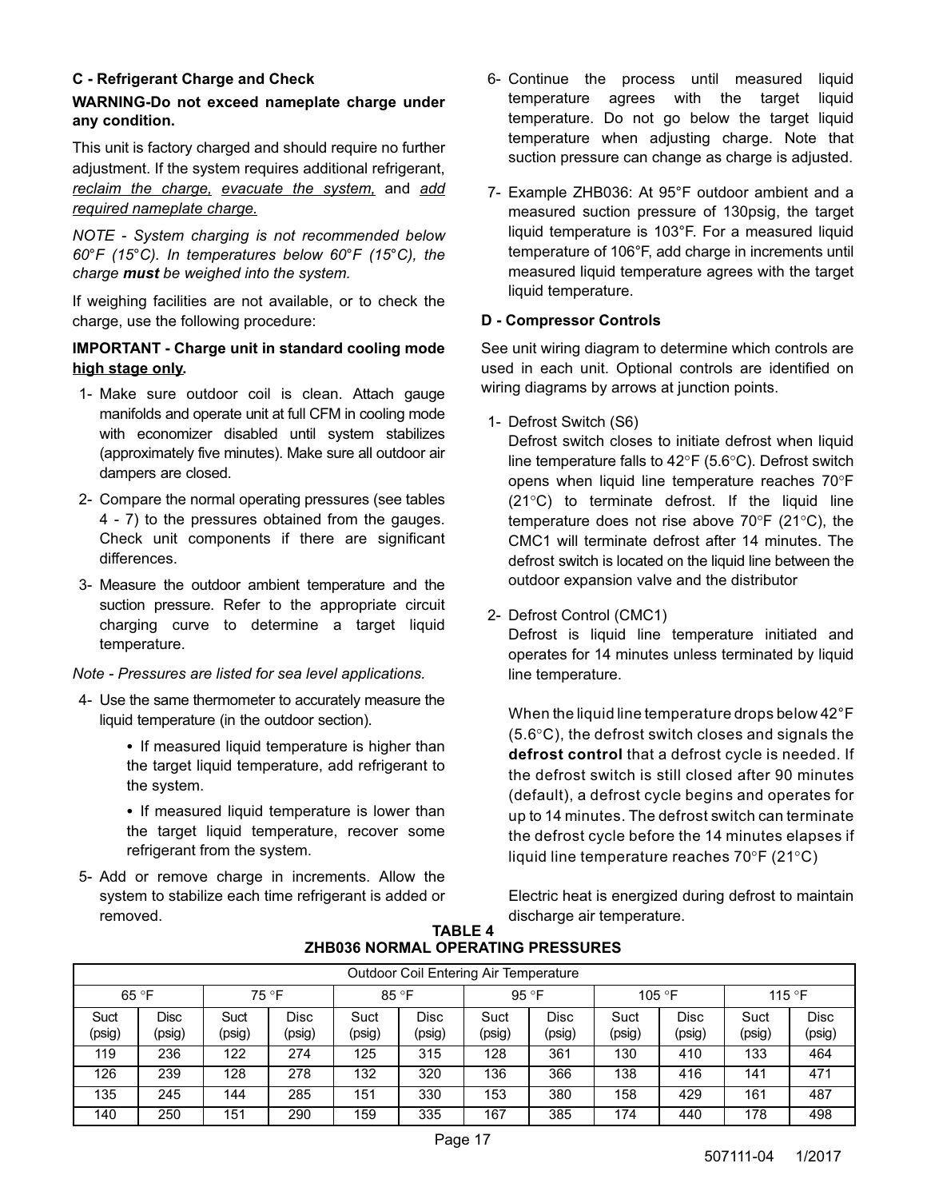### C - Refrigerant Charge and Check

**WARNING-Do not exceed nameplate charge under any condition.**

This unit is factory charged and should require no further adjustment. If the system requires additional refrigerant, _reclaim the charge,_ _evacuate the system,_ and _add required nameplate charge._

*NOTE - System charging is not recommended below 60°F (15°C). In temperatures below 60°F (15°C), the charge **must** be weighed into the system.*

If weighing facilities are not available, or to check the charge, use the following procedure:

**IMPORTANT - Charge unit in standard cooling mode _high stage only_.**

1- Make sure outdoor coil is clean. Attach gauge manifolds and operate unit at full CFM in cooling mode with economizer disabled until system stabilizes (approximately five minutes). Make sure all outdoor air dampers are closed.

2- Compare the normal operating pressures (see tables 4 - 7) to the pressures obtained from the gauges. Check unit components if there are significant differences.

3- Measure the outdoor ambient temperature and the suction pressure. Refer to the appropriate circuit charging curve to determine a target liquid temperature.

*Note - Pressures are listed for sea level applications.*

4- Use the same thermometer to accurately measure the liquid temperature (in the outdoor section).

- If measured liquid temperature is higher than the target liquid temperature, add refrigerant to the system.
- If measured liquid temperature is lower than the target liquid temperature, recover some refrigerant from the system.

5- Add or remove charge in increments. Allow the system to stabilize each time refrigerant is added or removed.

6- Continue the process until measured liquid temperature agrees with the target liquid temperature. Do not go below the target liquid temperature when adjusting charge. Note that suction pressure can change as charge is adjusted.

7- Example ZHB036: At 95°F outdoor ambient and a measured suction pressure of 130psig, the target liquid temperature is 103°F. For a measured liquid temperature of 106°F, add charge in increments until measured liquid temperature agrees with the target liquid temperature.

### D - Compressor Controls

See unit wiring diagram to determine which controls are used in each unit. Optional controls are identified on wiring diagrams by arrows at junction points.

1- Defrost Switch (S6)
Defrost switch closes to initiate defrost when liquid line temperature falls to 42°F (5.6°C). Defrost switch opens when liquid line temperature reaches 70°F (21°C) to terminate defrost. If the liquid line temperature does not rise above 70°F (21°C), the CMC1 will terminate defrost after 14 minutes. The defrost switch is located on the liquid line between the outdoor expansion valve and the distributor

2- Defrost Control (CMC1)
Defrost is liquid line temperature initiated and operates for 14 minutes unless terminated by liquid line temperature.

When the liquid line temperature drops below 42°F (5.6°C), the defrost switch closes and signals the **defrost control** that a defrost cycle is needed. If the defrost switch is still closed after 90 minutes (default), a defrost cycle begins and operates for up to 14 minutes. The defrost switch can terminate the defrost cycle before the 14 minutes elapses if liquid line temperature reaches 70°F (21°C)

Electric heat is energized during defrost to maintain discharge air temperature.

**TABLE 4**
**ZHB036 NORMAL OPERATING PRESSURES**

| Outdoor Coil Entering Air Temperature | | | | | | | | | | | |
|---|---|---|---|---|---|---|---|---|---|---|---|
| 65 °F | | 75 °F | | 85 °F | | 95 °F | | 105 °F | | 115 °F | |
| Suct (psig) | Disc (psig) | Suct (psig) | Disc (psig) | Suct (psig) | Disc (psig) | Suct (psig) | Disc (psig) | Suct (psig) | Disc (psig) | Suct (psig) | Disc (psig) |
| 119 | 236 | 122 | 274 | 125 | 315 | 128 | 361 | 130 | 410 | 133 | 464 |
| 126 | 239 | 128 | 278 | 132 | 320 | 136 | 366 | 138 | 416 | 141 | 471 |
| 135 | 245 | 144 | 285 | 151 | 330 | 153 | 380 | 158 | 429 | 161 | 487 |
| 140 | 250 | 151 | 290 | 159 | 335 | 167 | 385 | 174 | 440 | 178 | 498 |

507111-04 1/2017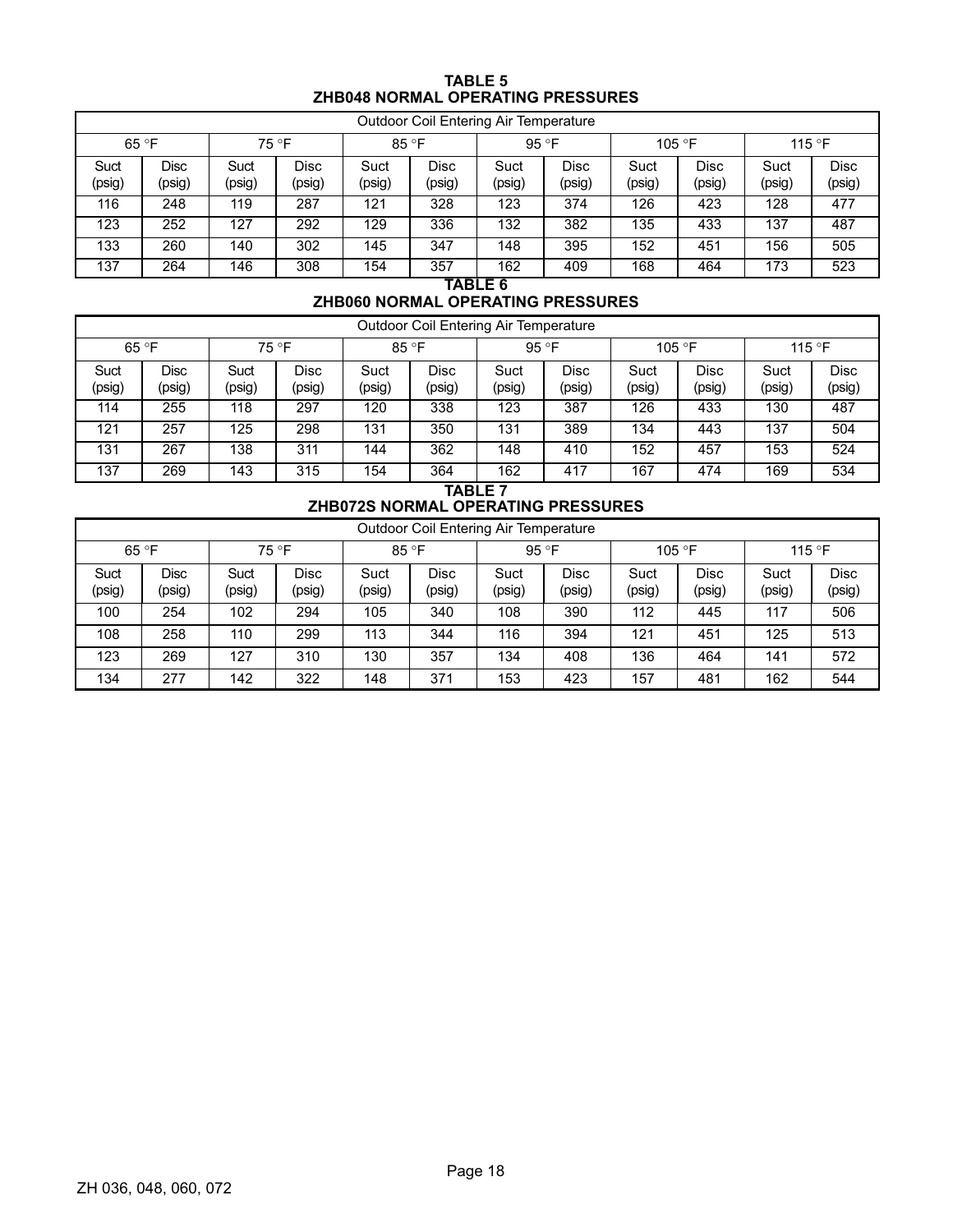**TABLE 5**
**ZHB048 NORMAL OPERATING PRESSURES**

| Outdoor Coil Entering Air Temperature | | | | | | | | | | | |
|---|---|---|---|---|---|---|---|---|---|---|---|
| 65 °F | | 75 °F | | 85 °F | | 95 °F | | 105 °F | | 115 °F | |
| Suct (psig) | Disc (psig) | Suct (psig) | Disc (psig) | Suct (psig) | Disc (psig) | Suct (psig) | Disc (psig) | Suct (psig) | Disc (psig) | Suct (psig) | Disc (psig) |
| 116 | 248 | 119 | 287 | 121 | 328 | 123 | 374 | 126 | 423 | 128 | 477 |
| 123 | 252 | 127 | 292 | 129 | 336 | 132 | 382 | 135 | 433 | 137 | 487 |
| 133 | 260 | 140 | 302 | 145 | 347 | 148 | 395 | 152 | 451 | 156 | 505 |
| 137 | 264 | 146 | 308 | 154 | 357 | 162 | 409 | 168 | 464 | 173 | 523 |

**TABLE 6**
**ZHB060 NORMAL OPERATING PRESSURES**

| Outdoor Coil Entering Air Temperature | | | | | | | | | | | |
|---|---|---|---|---|---|---|---|---|---|---|---|
| 65 °F | | 75 °F | | 85 °F | | 95 °F | | 105 °F | | 115 °F | |
| Suct (psig) | Disc (psig) | Suct (psig) | Disc (psig) | Suct (psig) | Disc (psig) | Suct (psig) | Disc (psig) | Suct (psig) | Disc (psig) | Suct (psig) | Disc (psig) |
| 114 | 255 | 118 | 297 | 120 | 338 | 123 | 387 | 126 | 433 | 130 | 487 |
| 121 | 257 | 125 | 298 | 131 | 350 | 131 | 389 | 134 | 443 | 137 | 504 |
| 131 | 267 | 138 | 311 | 144 | 362 | 148 | 410 | 152 | 457 | 153 | 524 |
| 137 | 269 | 143 | 315 | 154 | 364 | 162 | 417 | 167 | 474 | 169 | 534 |

**TABLE 7**
**ZHB072S NORMAL OPERATING PRESSURES**

| Outdoor Coil Entering Air Temperature | | | | | | | | | | | |
|---|---|---|---|---|---|---|---|---|---|---|---|
| 65 °F | | 75 °F | | 85 °F | | 95 °F | | 105 °F | | 115 °F | |
| Suct (psig) | Disc (psig) | Suct (psig) | Disc (psig) | Suct (psig) | Disc (psig) | Suct (psig) | Disc (psig) | Suct (psig) | Disc (psig) | Suct (psig) | Disc (psig) |
| 100 | 254 | 102 | 294 | 105 | 340 | 108 | 390 | 112 | 445 | 117 | 506 |
| 108 | 258 | 110 | 299 | 113 | 344 | 116 | 394 | 121 | 451 | 125 | 513 |
| 123 | 269 | 127 | 310 | 130 | 357 | 134 | 408 | 136 | 464 | 141 | 572 |
| 134 | 277 | 142 | 322 | 148 | 371 | 153 | 423 | 157 | 481 | 162 | 544 |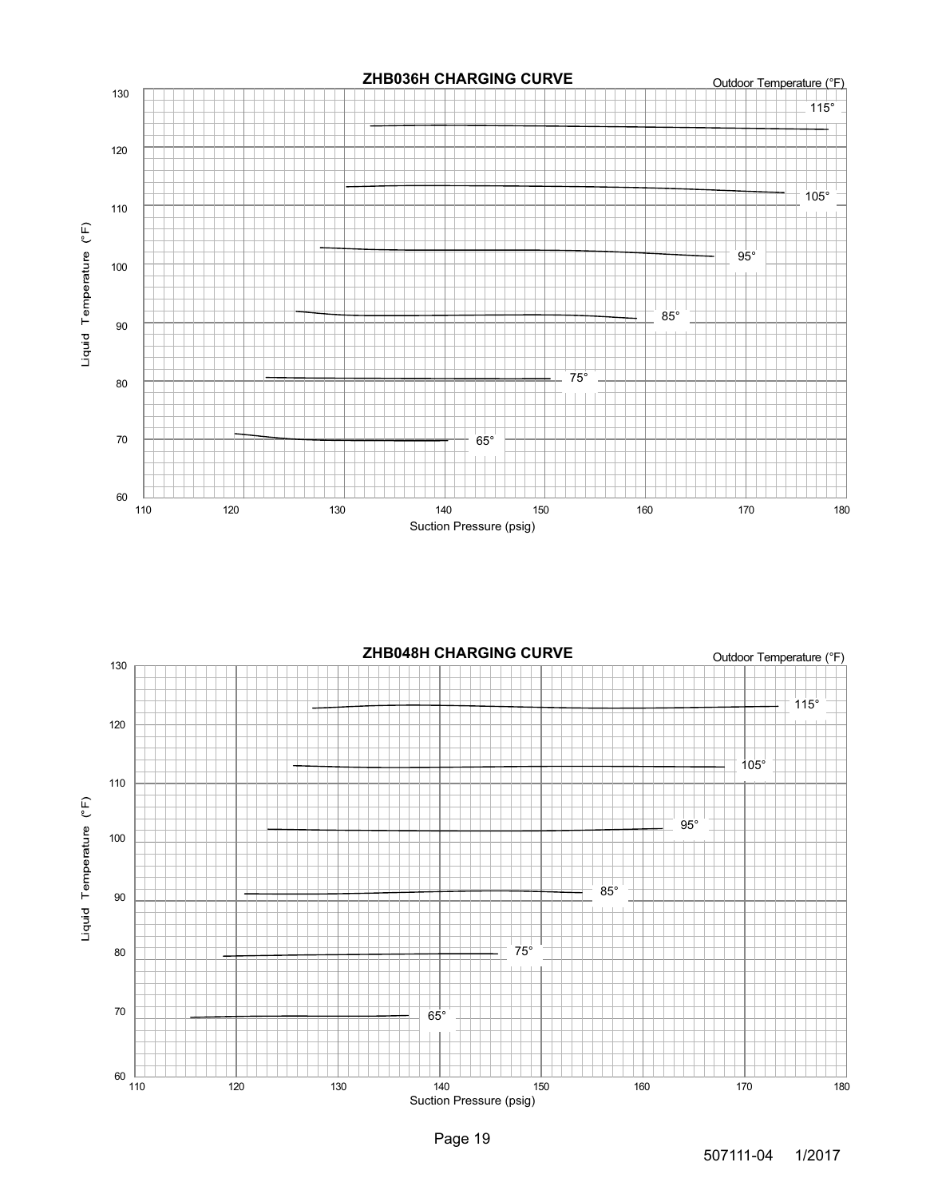**ZHB036H CHARGING CURVE**

Outdoor Temperature (°F)

Liquid Temperature (°F)

Suction Pressure (psig)

115°

105°

95°

85°

75°

65°

**ZHB048H CHARGING CURVE**

Outdoor Temperature (°F)

Liquid Temperature (°F)

Suction Pressure (psig)

115°

105°

95°

85°

75°

65°

507111-04 1/2017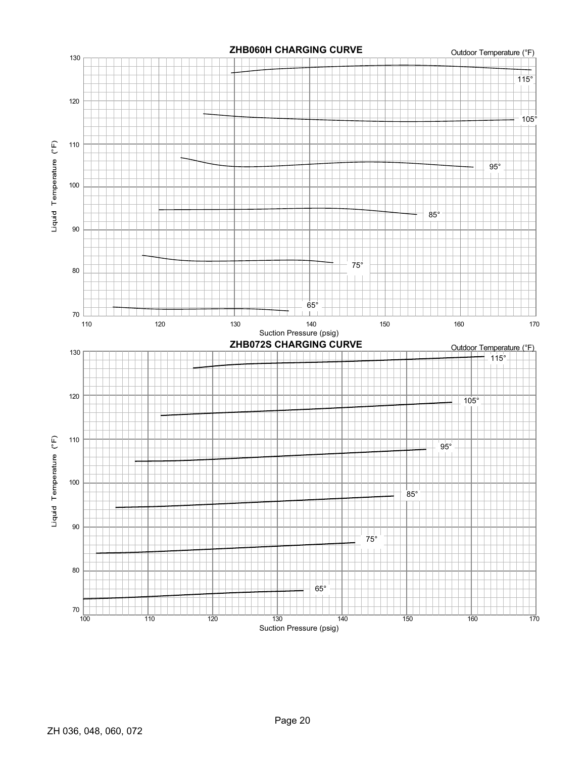## ZHB060H CHARGING CURVE

Outdoor Temperature (°F)

Liquid Temperature (°F)

130, 120, 110, 100, 90, 80, 70

115°, 105°, 95°, 85°, 75°, 65°

110, 120, 130, 140, 150, 160, 170

Suction Pressure (psig)

## ZHB072S CHARGING CURVE

Outdoor Temperature (°F)

Liquid Temperature (°F)

130, 120, 110, 100, 90, 80, 70

115°, 105°, 95°, 85°, 75°, 65°

100, 110, 120, 130, 140, 150, 160, 170

Suction Pressure (psig)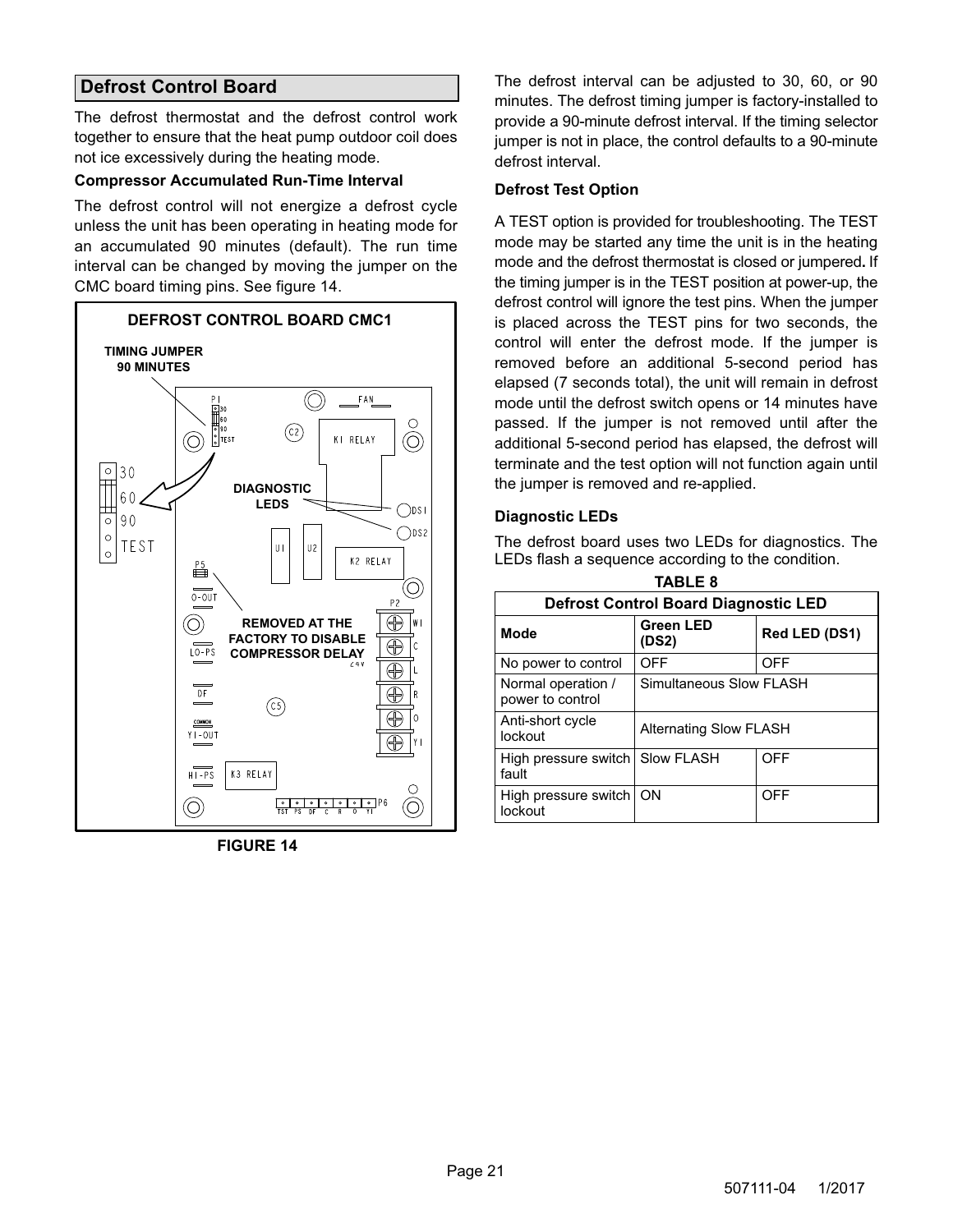## Defrost Control Board

The defrost thermostat and the defrost control work together to ensure that the heat pump outdoor coil does not ice excessively during the heating mode.

**Compressor Accumulated Run-Time Interval**

The defrost control will not energize a defrost cycle unless the unit has been operating in heating mode for an accumulated 90 minutes (default). The run time interval can be changed by moving the jumper on the CMC board timing pins. See figure 14.

FIGURE 14

The defrost interval can be adjusted to 30, 60, or 90 minutes. The defrost timing jumper is factory-installed to provide a 90-minute defrost interval. If the timing selector jumper is not in place, the control defaults to a 90-minute defrost interval.

**Defrost Test Option**

A TEST option is provided for troubleshooting. The TEST mode may be started any time the unit is in the heating mode and the defrost thermostat is closed or jumpered**.** If the timing jumper is in the TEST position at power-up, the defrost control will ignore the test pins. When the jumper is placed across the TEST pins for two seconds, the control will enter the defrost mode. If the jumper is removed before an additional 5-second period has elapsed (7 seconds total), the unit will remain in defrost mode until the defrost switch opens or 14 minutes have passed. If the jumper is not removed until after the additional 5-second period has elapsed, the defrost will terminate and the test option will not function again until the jumper is removed and re-applied.

**Diagnostic LEDs**

The defrost board uses two LEDs for diagnostics. The LEDs flash a sequence according to the condition.

**TABLE 8**

**Defrost Control Board Diagnostic LED**

| Mode | Green LED (DS2) | Red LED (DS1) |
|---|---|---|
| No power to control | OFF | OFF |
| Normal operation / power to control | Simultaneous Slow FLASH | |
| Anti-short cycle lockout | Alternating Slow FLASH | |
| High pressure switch fault | Slow FLASH | OFF |
| High pressure switch lockout | ON | OFF |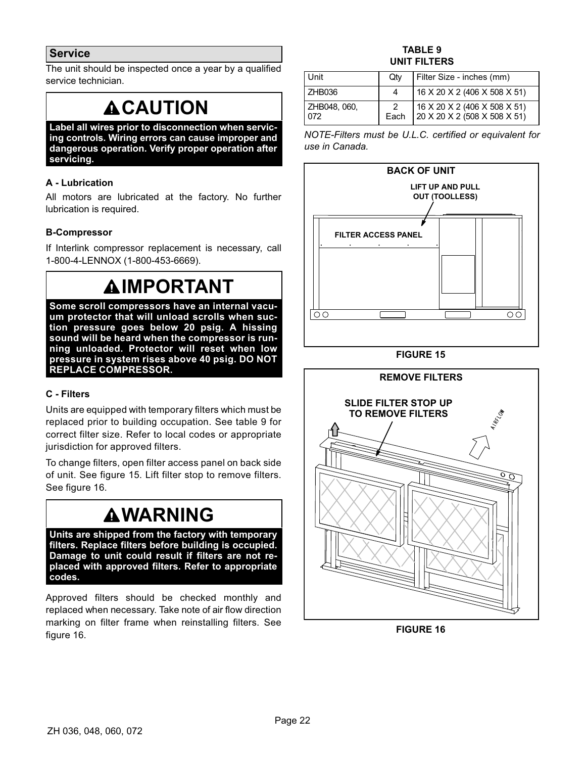## Service

The unit should be inspected once a year by a qualified service technician.

**⚠CAUTION**

**Label all wires prior to disconnection when servicing controls. Wiring errors can cause improper and dangerous operation. Verify proper operation after servicing.**

### A - Lubrication

All motors are lubricated at the factory. No further lubrication is required.

### B-Compressor

If Interlink compressor replacement is necessary, call 1-800-4-LENNOX (1-800-453-6669).

**⚠IMPORTANT**

**Some scroll compressors have an internal vacuum protector that will unload scrolls when suction pressure goes below 20 psig. A hissing sound will be heard when the compressor is running unloaded. Protector will reset when low pressure in system rises above 40 psig. DO NOT REPLACE COMPRESSOR.**

### C - Filters

Units are equipped with temporary filters which must be replaced prior to building occupation. See table 9 for correct filter size. Refer to local codes or appropriate jurisdiction for approved filters.

To change filters, open filter access panel on back side of unit. See figure 15. Lift filter stop to remove filters. See figure 16.

**⚠WARNING**

**Units are shipped from the factory with temporary filters. Replace filters before building is occupied. Damage to unit could result if filters are not replaced with approved filters. Refer to appropriate codes.**

Approved filters should be checked monthly and replaced when necessary. Take note of air flow direction marking on filter frame when reinstalling filters. See figure 16.

**TABLE 9**
**UNIT FILTERS**

| Unit | Qty | Filter Size - inches (mm) |
|---|---|---|
| ZHB036 | 4 | 16 X 20 X 2 (406 X 508 X 51) |
| ZHB048, 060, 072 | 2 Each | 16 X 20 X 2 (406 X 508 X 51)<br>20 X 20 X 2 (508 X 508 X 51) |

*NOTE-Filters must be U.L.C. certified or equivalent for use in Canada.*

BACK OF UNIT

LIFT UP AND PULL OUT (TOOLLESS)

FILTER ACCESS PANEL

**FIGURE 15**

REMOVE FILTERS

SLIDE FILTER STOP UP TO REMOVE FILTERS

AIRFLOW

**FIGURE 16**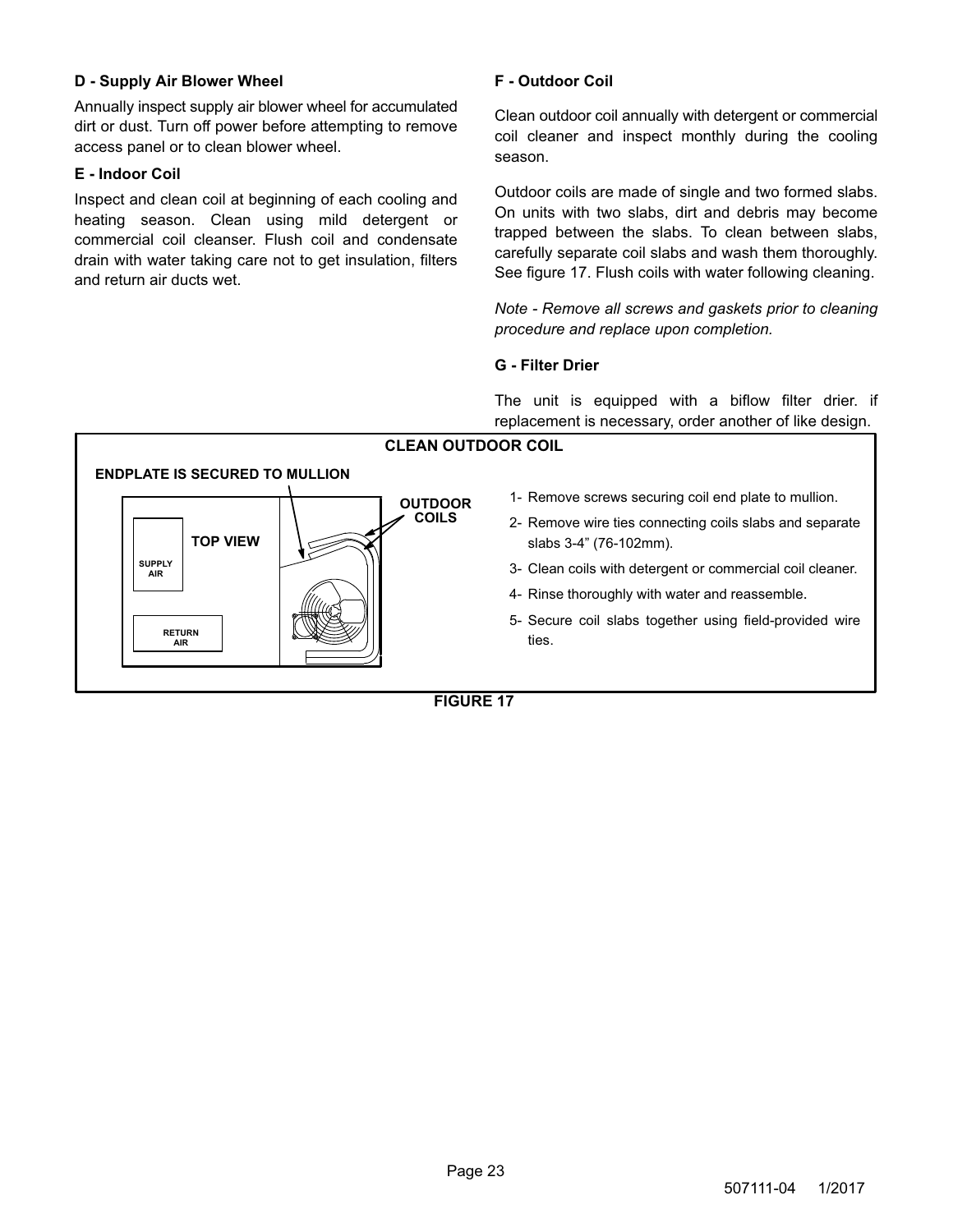### D - Supply Air Blower Wheel

Annually inspect supply air blower wheel for accumulated dirt or dust. Turn off power before attempting to remove access panel or to clean blower wheel.

### E - Indoor Coil

Inspect and clean coil at beginning of each cooling and heating season. Clean using mild detergent or commercial coil cleanser. Flush coil and condensate drain with water taking care not to get insulation, filters and return air ducts wet.

### F - Outdoor Coil

Clean outdoor coil annually with detergent or commercial coil cleaner and inspect monthly during the cooling season.

Outdoor coils are made of single and two formed slabs. On units with two slabs, dirt and debris may become trapped between the slabs. To clean between slabs, carefully separate coil slabs and wash them thoroughly. See figure 17. Flush coils with water following cleaning.

*Note - Remove all screws and gaskets prior to cleaning procedure and replace upon completion.*

### G - Filter Drier

The unit is equipped with a biflow filter drier. if replacement is necessary, order another of like design.

**CLEAN OUTDOOR COIL**

ENDPLATE IS SECURED TO MULLION

TOP VIEW

SUPPLY AIR

RETURN AIR

OUTDOOR COILS

1- Remove screws securing coil end plate to mullion.
2- Remove wire ties connecting coils slabs and separate slabs 3-4” (76-102mm).
3- Clean coils with detergent or commercial coil cleaner.
4- Rinse thoroughly with water and reassemble.
5- Secure coil slabs together using field-provided wire ties.

**FIGURE 17**

507111-04 1/2017